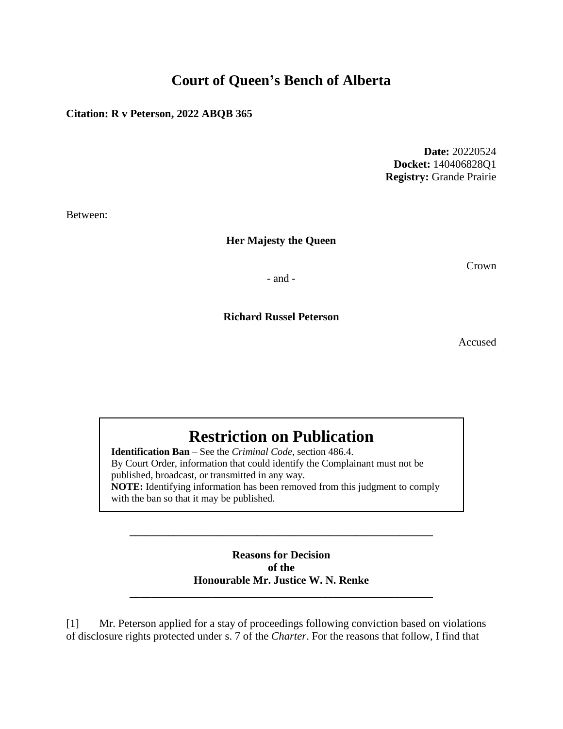# Court of Queen's Bench of Alberta

**Citation: R v Peterson, 2022 ABQB 365**

**Date:** 20220524
**Docket:** 140406828Q1
**Registry:** Grande Prairie

Between:

**Her Majesty the Queen**

Crown

- and -

**Richard Russel Peterson**

Accused

## Restriction on Publication

**Identification Ban** – See the *Criminal Code*, section 486.4.
By Court Order, information that could identify the Complainant must not be published, broadcast, or transmitted in any way.
**NOTE:** Identifying information has been removed from this judgment to comply with the ban so that it may be published.

---

**Reasons for Decision**
**of the**
**Honourable Mr. Justice W. N. Renke**

---

[1] Mr. Peterson applied for a stay of proceedings following conviction based on violations of disclosure rights protected under s. 7 of the *Charter*. For the reasons that follow, I find that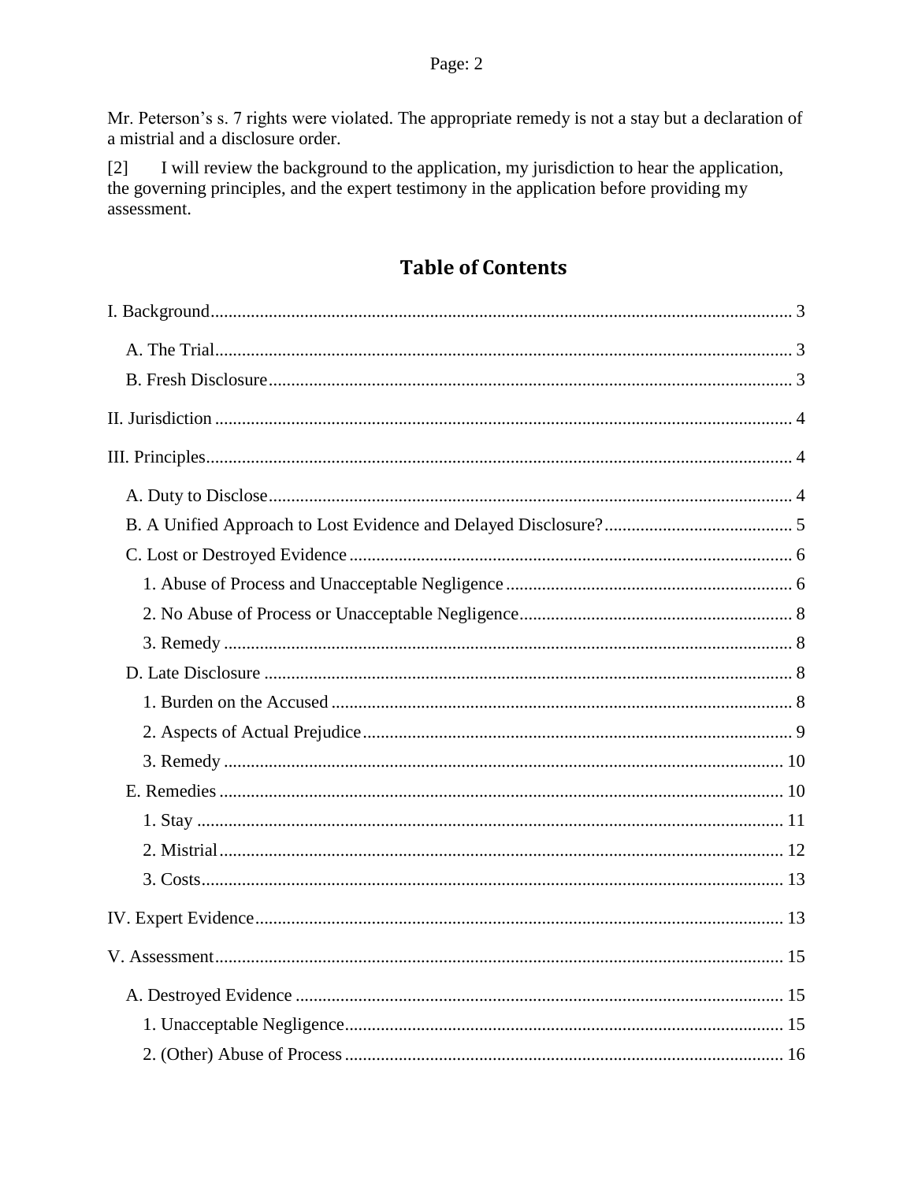Mr. Peterson's s. 7 rights were violated. The appropriate remedy is not a stay but a declaration of a mistrial and a disclosure order.

[2] I will review the background to the application, my jurisdiction to hear the application, the governing principles, and the expert testimony in the application before providing my assessment.

## Table of Contents

- I. Background ..... 3
  - A. The Trial ..... 3
  - B. Fresh Disclosure ..... 3
- II. Jurisdiction ..... 4
- III. Principles ..... 4
  - A. Duty to Disclose ..... 4
  - B. A Unified Approach to Lost Evidence and Delayed Disclosure? ..... 5
  - C. Lost or Destroyed Evidence ..... 6
    - 1. Abuse of Process and Unacceptable Negligence ..... 6
    - 2. No Abuse of Process or Unacceptable Negligence ..... 8
    - 3. Remedy ..... 8
  - D. Late Disclosure ..... 8
    - 1. Burden on the Accused ..... 8
    - 2. Aspects of Actual Prejudice ..... 9
    - 3. Remedy ..... 10
  - E. Remedies ..... 10
    - 1. Stay ..... 11
    - 2. Mistrial ..... 12
    - 3. Costs ..... 13
- IV. Expert Evidence ..... 13
- V. Assessment ..... 15
  - A. Destroyed Evidence ..... 15
    - 1. Unacceptable Negligence ..... 15
    - 2. (Other) Abuse of Process ..... 16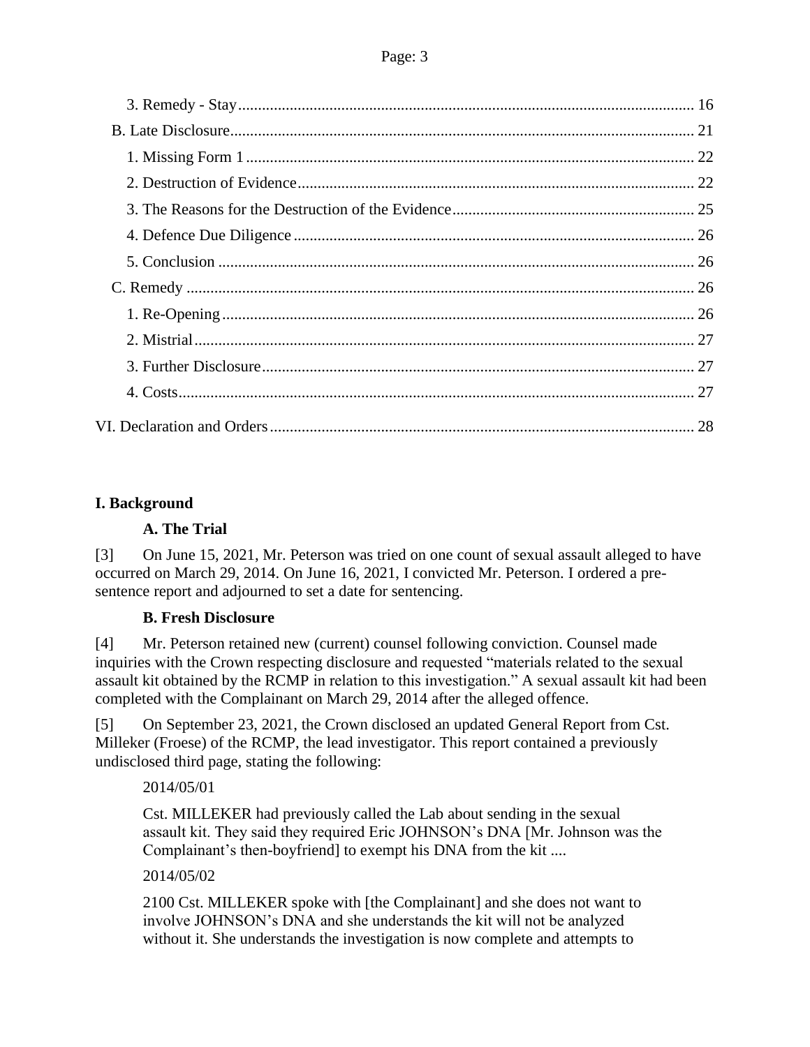3. Remedy - Stay ... 16

B. Late Disclosure ... 21

1. Missing Form 1 ... 22
2. Destruction of Evidence ... 22
3. The Reasons for the Destruction of the Evidence ... 25
4. Defence Due Diligence ... 26
5. Conclusion ... 26

C. Remedy ... 26

1. Re-Opening ... 26
2. Mistrial ... 27
3. Further Disclosure ... 27
4. Costs ... 27

VI. Declaration and Orders ... 28

## I. Background

### A. The Trial

[3] On June 15, 2021, Mr. Peterson was tried on one count of sexual assault alleged to have occurred on March 29, 2014. On June 16, 2021, I convicted Mr. Peterson. I ordered a pre-sentence report and adjourned to set a date for sentencing.

### B. Fresh Disclosure

[4] Mr. Peterson retained new (current) counsel following conviction. Counsel made inquiries with the Crown respecting disclosure and requested "materials related to the sexual assault kit obtained by the RCMP in relation to this investigation." A sexual assault kit had been completed with the Complainant on March 29, 2014 after the alleged offence.

[5] On September 23, 2021, the Crown disclosed an updated General Report from Cst. Milleker (Froese) of the RCMP, the lead investigator. This report contained a previously undisclosed third page, stating the following:

> 2014/05/01
>
> Cst. MILLEKER had previously called the Lab about sending in the sexual assault kit. They said they required Eric JOHNSON's DNA [Mr. Johnson was the Complainant's then-boyfriend] to exempt his DNA from the kit ....
>
> 2014/05/02
>
> 2100 Cst. MILLEKER spoke with [the Complainant] and she does not want to involve JOHNSON's DNA and she understands the kit will not be analyzed without it. She understands the investigation is now complete and attempts to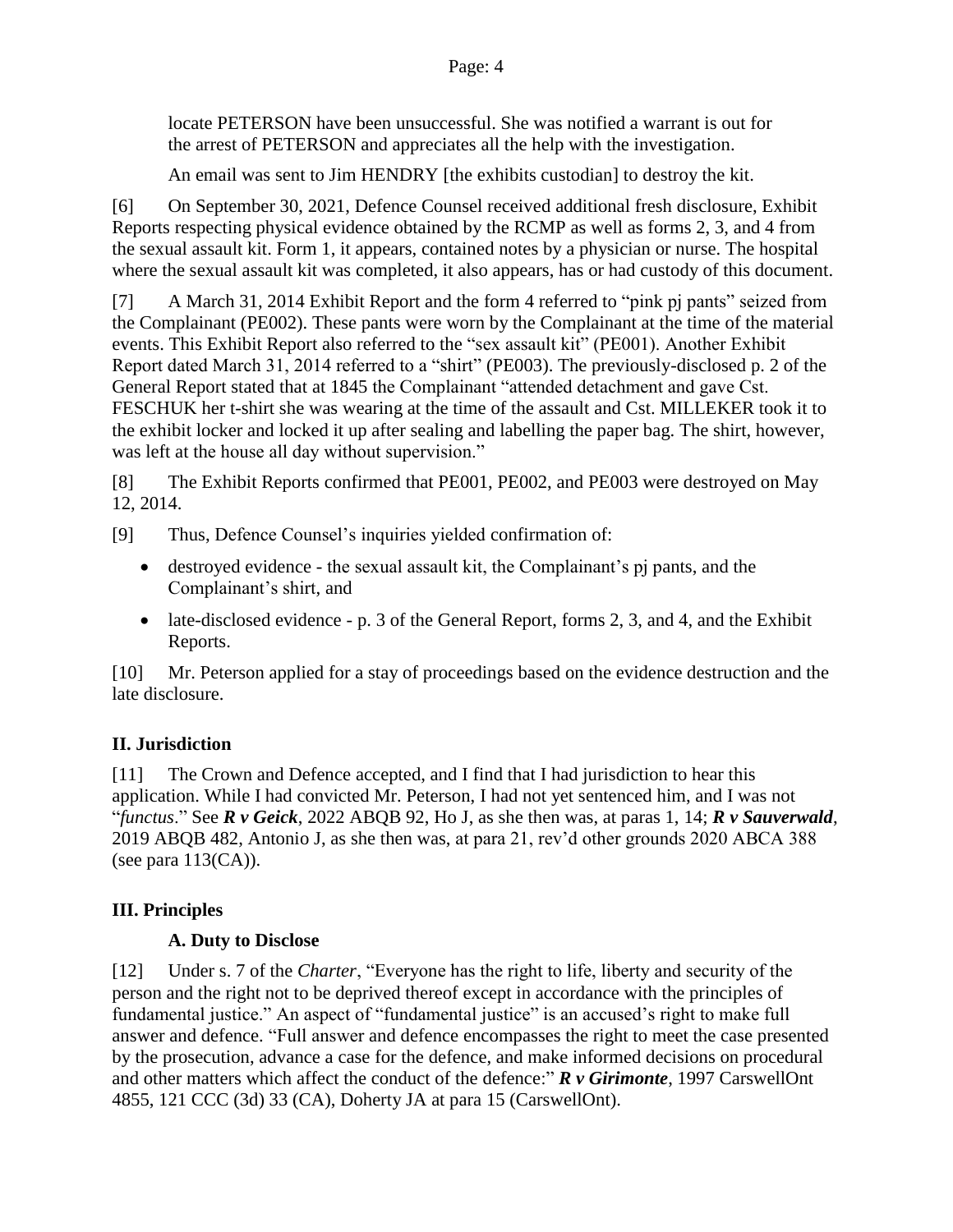locate PETERSON have been unsuccessful. She was notified a warrant is out for the arrest of PETERSON and appreciates all the help with the investigation.

An email was sent to Jim HENDRY [the exhibits custodian] to destroy the kit.

[6] On September 30, 2021, Defence Counsel received additional fresh disclosure, Exhibit Reports respecting physical evidence obtained by the RCMP as well as forms 2, 3, and 4 from the sexual assault kit. Form 1, it appears, contained notes by a physician or nurse. The hospital where the sexual assault kit was completed, it also appears, has or had custody of this document.

[7] A March 31, 2014 Exhibit Report and the form 4 referred to "pink pj pants" seized from the Complainant (PE002). These pants were worn by the Complainant at the time of the material events. This Exhibit Report also referred to the "sex assault kit" (PE001). Another Exhibit Report dated March 31, 2014 referred to a "shirt" (PE003). The previously-disclosed p. 2 of the General Report stated that at 1845 the Complainant "attended detachment and gave Cst. FESCHUK her t-shirt she was wearing at the time of the assault and Cst. MILLEKER took it to the exhibit locker and locked it up after sealing and labelling the paper bag. The shirt, however, was left at the house all day without supervision."

[8] The Exhibit Reports confirmed that PE001, PE002, and PE003 were destroyed on May 12, 2014.

[9] Thus, Defence Counsel's inquiries yielded confirmation of:

- destroyed evidence - the sexual assault kit, the Complainant's pj pants, and the Complainant's shirt, and
- late-disclosed evidence - p. 3 of the General Report, forms 2, 3, and 4, and the Exhibit Reports.

[10] Mr. Peterson applied for a stay of proceedings based on the evidence destruction and the late disclosure.

## II. Jurisdiction

[11] The Crown and Defence accepted, and I find that I had jurisdiction to hear this application. While I had convicted Mr. Peterson, I had not yet sentenced him, and I was not "*functus*." See ***R v Geick***, 2022 ABQB 92, Ho J, as she then was, at paras 1, 14; ***R v Sauverwald***, 2019 ABQB 482, Antonio J, as she then was, at para 21, rev'd other grounds 2020 ABCA 388 (see para 113(CA)).

## III. Principles

### A. Duty to Disclose

[12] Under s. 7 of the *Charter*, "Everyone has the right to life, liberty and security of the person and the right not to be deprived thereof except in accordance with the principles of fundamental justice." An aspect of "fundamental justice" is an accused's right to make full answer and defence. "Full answer and defence encompasses the right to meet the case presented by the prosecution, advance a case for the defence, and make informed decisions on procedural and other matters which affect the conduct of the defence:" ***R v Girimonte***, 1997 CarswellOnt 4855, 121 CCC (3d) 33 (CA), Doherty JA at para 15 (CarswellOnt).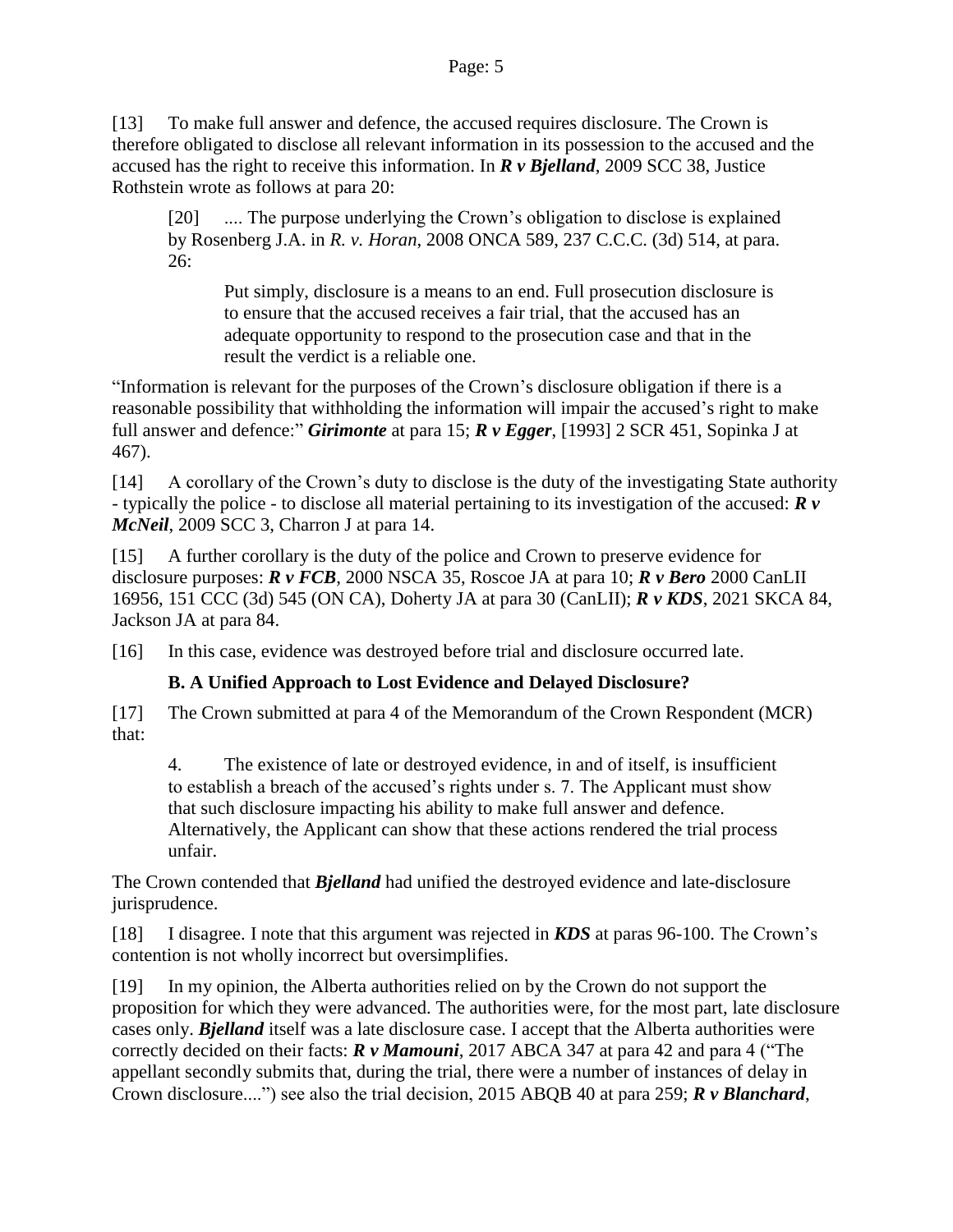[13] To make full answer and defence, the accused requires disclosure. The Crown is therefore obligated to disclose all relevant information in its possession to the accused and the accused has the right to receive this information. In ***R v Bjelland***, 2009 SCC 38, Justice Rothstein wrote as follows at para 20:

> [20] .... The purpose underlying the Crown's obligation to disclose is explained by Rosenberg J.A. in *R. v. Horan*, 2008 ONCA 589, 237 C.C.C. (3d) 514, at para. 26:
>
> > Put simply, disclosure is a means to an end. Full prosecution disclosure is to ensure that the accused receives a fair trial, that the accused has an adequate opportunity to respond to the prosecution case and that in the result the verdict is a reliable one.

"Information is relevant for the purposes of the Crown's disclosure obligation if there is a reasonable possibility that withholding the information will impair the accused's right to make full answer and defence:" ***Girimonte*** at para 15; ***R v Egger***, [1993] 2 SCR 451, Sopinka J at 467).

[14] A corollary of the Crown's duty to disclose is the duty of the investigating State authority - typically the police - to disclose all material pertaining to its investigation of the accused: ***R v McNeil***, 2009 SCC 3, Charron J at para 14.

[15] A further corollary is the duty of the police and Crown to preserve evidence for disclosure purposes: ***R v FCB***, 2000 NSCA 35, Roscoe JA at para 10; ***R v Bero*** 2000 CanLII 16956, 151 CCC (3d) 545 (ON CA), Doherty JA at para 30 (CanLII); ***R v KDS***, 2021 SKCA 84, Jackson JA at para 84.

[16] In this case, evidence was destroyed before trial and disclosure occurred late.

### B. A Unified Approach to Lost Evidence and Delayed Disclosure?

[17] The Crown submitted at para 4 of the Memorandum of the Crown Respondent (MCR) that:

> 4. The existence of late or destroyed evidence, in and of itself, is insufficient to establish a breach of the accused's rights under s. 7. The Applicant must show that such disclosure impacting his ability to make full answer and defence. Alternatively, the Applicant can show that these actions rendered the trial process unfair.

The Crown contended that ***Bjelland*** had unified the destroyed evidence and late-disclosure jurisprudence.

[18] I disagree. I note that this argument was rejected in ***KDS*** at paras 96-100. The Crown's contention is not wholly incorrect but oversimplifies.

[19] In my opinion, the Alberta authorities relied on by the Crown do not support the proposition for which they were advanced. The authorities were, for the most part, late disclosure cases only. ***Bjelland*** itself was a late disclosure case. I accept that the Alberta authorities were correctly decided on their facts: ***R v Mamouni***, 2017 ABCA 347 at para 42 and para 4 ("The appellant secondly submits that, during the trial, there were a number of instances of delay in Crown disclosure....") see also the trial decision, 2015 ABQB 40 at para 259; ***R v Blanchard***,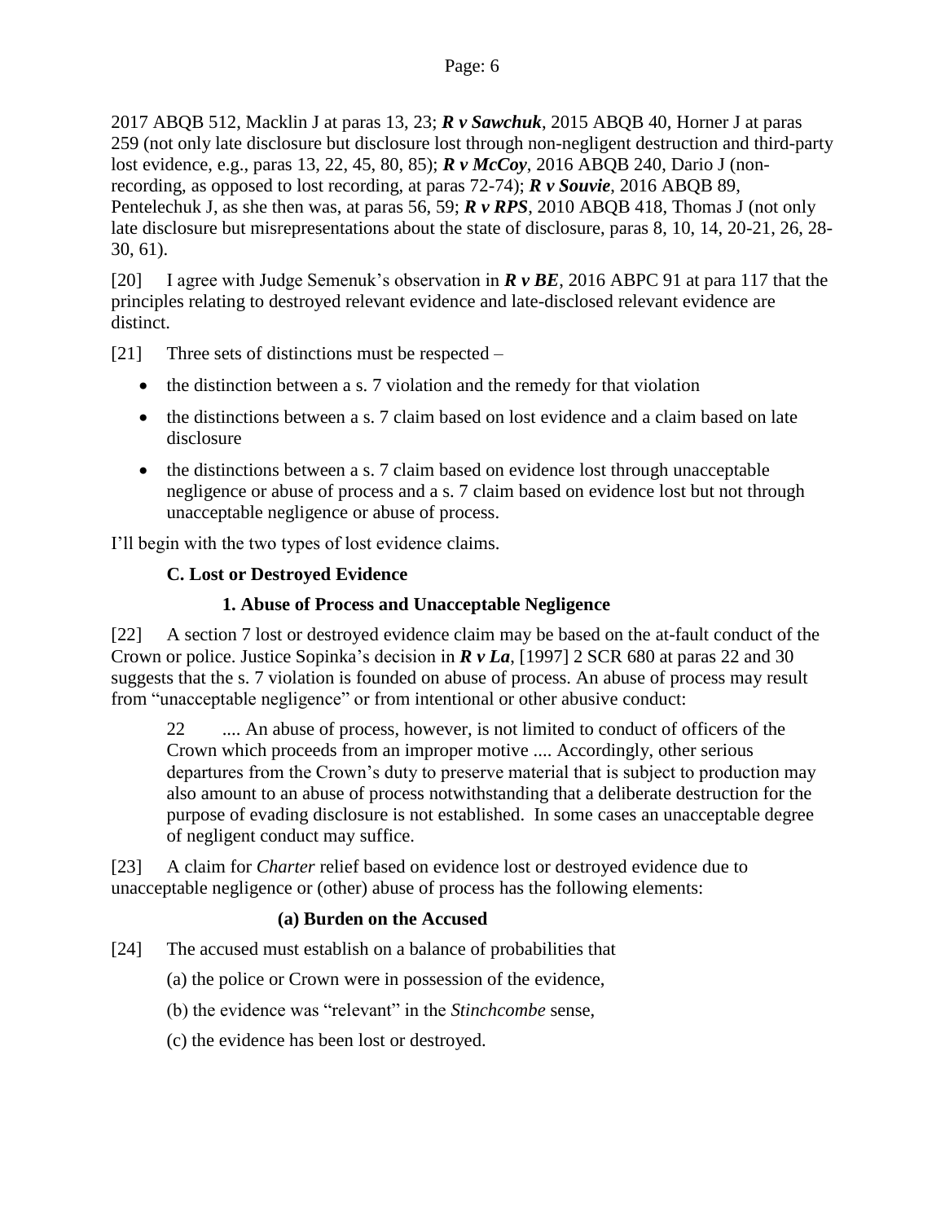2017 ABQB 512, Macklin J at paras 13, 23; ***R v Sawchuk***, 2015 ABQB 40, Horner J at paras 259 (not only late disclosure but disclosure lost through non-negligent destruction and third-party lost evidence, e.g., paras 13, 22, 45, 80, 85); ***R v McCoy***, 2016 ABQB 240, Dario J (non-recording, as opposed to lost recording, at paras 72-74); ***R v Souvie***, 2016 ABQB 89, Pentelechuk J, as she then was, at paras 56, 59; ***R v RPS***, 2010 ABQB 418, Thomas J (not only late disclosure but misrepresentations about the state of disclosure, paras 8, 10, 14, 20-21, 26, 28-30, 61).

[20] I agree with Judge Semenuk's observation in ***R v BE***, 2016 ABPC 91 at para 117 that the principles relating to destroyed relevant evidence and late-disclosed relevant evidence are distinct.

[21] Three sets of distinctions must be respected –

- the distinction between a s. 7 violation and the remedy for that violation
- the distinctions between a s. 7 claim based on lost evidence and a claim based on late disclosure
- the distinctions between a s. 7 claim based on evidence lost through unacceptable negligence or abuse of process and a s. 7 claim based on evidence lost but not through unacceptable negligence or abuse of process.

I'll begin with the two types of lost evidence claims.

### C. Lost or Destroyed Evidence

#### 1. Abuse of Process and Unacceptable Negligence

[22] A section 7 lost or destroyed evidence claim may be based on the at-fault conduct of the Crown or police. Justice Sopinka's decision in ***R v La***, [1997] 2 SCR 680 at paras 22 and 30 suggests that the s. 7 violation is founded on abuse of process. An abuse of process may result from "unacceptable negligence" or from intentional or other abusive conduct:

> 22 .... An abuse of process, however, is not limited to conduct of officers of the Crown which proceeds from an improper motive .... Accordingly, other serious departures from the Crown's duty to preserve material that is subject to production may also amount to an abuse of process notwithstanding that a deliberate destruction for the purpose of evading disclosure is not established. In some cases an unacceptable degree of negligent conduct may suffice.

[23] A claim for *Charter* relief based on evidence lost or destroyed evidence due to unacceptable negligence or (other) abuse of process has the following elements:

##### (a) Burden on the Accused

[24] The accused must establish on a balance of probabilities that

(a) the police or Crown were in possession of the evidence,

(b) the evidence was "relevant" in the *Stinchcombe* sense,

(c) the evidence has been lost or destroyed.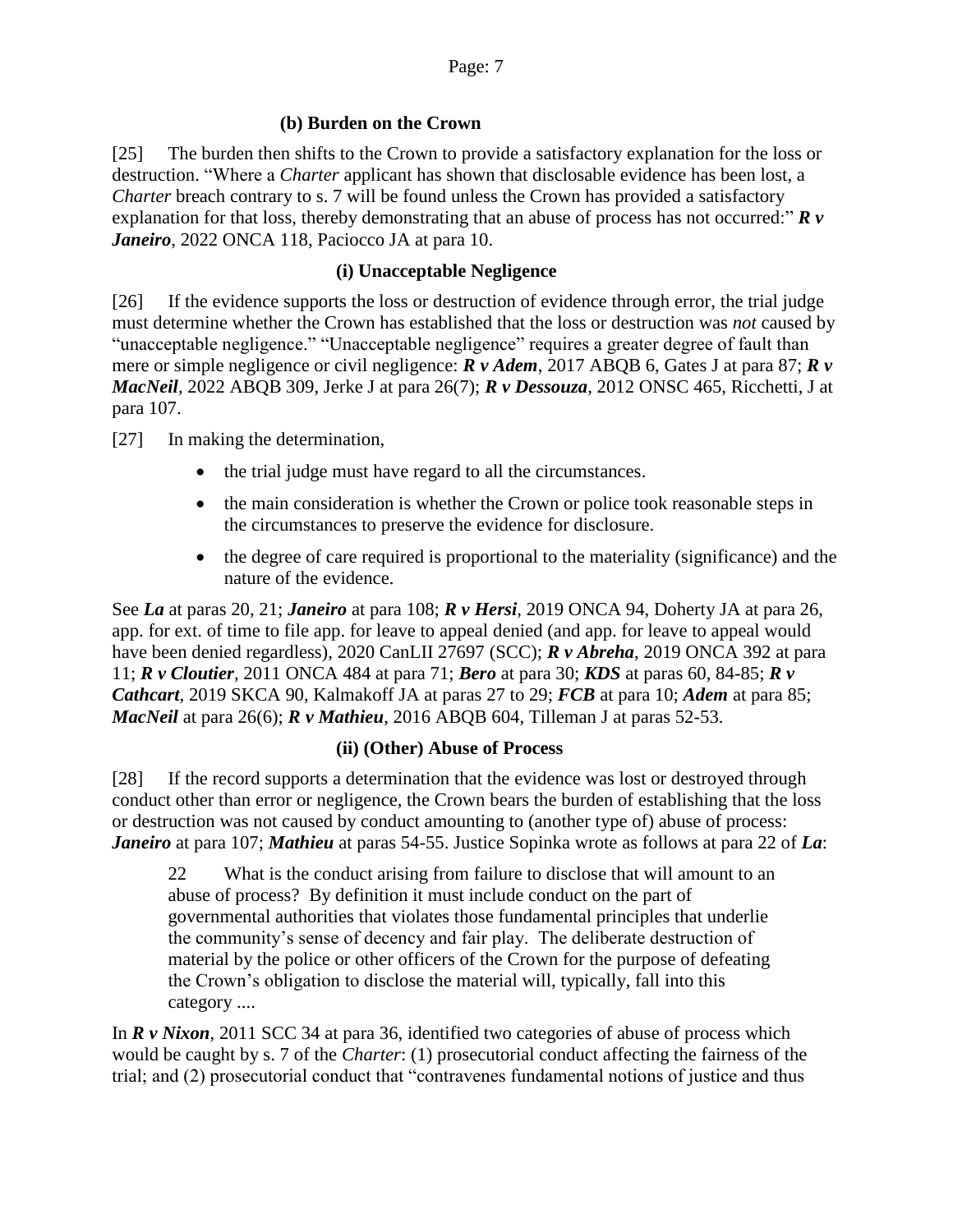### (b) Burden on the Crown

[25] The burden then shifts to the Crown to provide a satisfactory explanation for the loss or destruction. "Where a *Charter* applicant has shown that disclosable evidence has been lost, a *Charter* breach contrary to s. 7 will be found unless the Crown has provided a satisfactory explanation for that loss, thereby demonstrating that an abuse of process has not occurred:" ***R v Janeiro***, 2022 ONCA 118, Paciocco JA at para 10.

#### (i) Unacceptable Negligence

[26] If the evidence supports the loss or destruction of evidence through error, the trial judge must determine whether the Crown has established that the loss or destruction was *not* caused by "unacceptable negligence." "Unacceptable negligence" requires a greater degree of fault than mere or simple negligence or civil negligence: ***R v Adem***, 2017 ABQB 6, Gates J at para 87; ***R v MacNeil***, 2022 ABQB 309, Jerke J at para 26(7); ***R v Dessouza***, 2012 ONSC 465, Ricchetti, J at para 107.

[27] In making the determination,

- the trial judge must have regard to all the circumstances.
- the main consideration is whether the Crown or police took reasonable steps in the circumstances to preserve the evidence for disclosure.
- the degree of care required is proportional to the materiality (significance) and the nature of the evidence.

See ***La*** at paras 20, 21; ***Janeiro*** at para 108; ***R v Hersi***, 2019 ONCA 94, Doherty JA at para 26, app. for ext. of time to file app. for leave to appeal denied (and app. for leave to appeal would have been denied regardless), 2020 CanLII 27697 (SCC); ***R v Abreha***, 2019 ONCA 392 at para 11; ***R v Cloutier***, 2011 ONCA 484 at para 71; ***Bero*** at para 30; ***KDS*** at paras 60, 84-85; ***R v Cathcart***, 2019 SKCA 90, Kalmakoff JA at paras 27 to 29; ***FCB*** at para 10; ***Adem*** at para 85; ***MacNeil*** at para 26(6); ***R v Mathieu***, 2016 ABQB 604, Tilleman J at paras 52-53.

#### (ii) (Other) Abuse of Process

[28] If the record supports a determination that the evidence was lost or destroyed through conduct other than error or negligence, the Crown bears the burden of establishing that the loss or destruction was not caused by conduct amounting to (another type of) abuse of process: ***Janeiro*** at para 107; ***Mathieu*** at paras 54-55. Justice Sopinka wrote as follows at para 22 of ***La***:

> 22 What is the conduct arising from failure to disclose that will amount to an abuse of process? By definition it must include conduct on the part of governmental authorities that violates those fundamental principles that underlie the community's sense of decency and fair play. The deliberate destruction of material by the police or other officers of the Crown for the purpose of defeating the Crown's obligation to disclose the material will, typically, fall into this category ....

In ***R v Nixon***, 2011 SCC 34 at para 36, identified two categories of abuse of process which would be caught by s. 7 of the *Charter*: (1) prosecutorial conduct affecting the fairness of the trial; and (2) prosecutorial conduct that "contravenes fundamental notions of justice and thus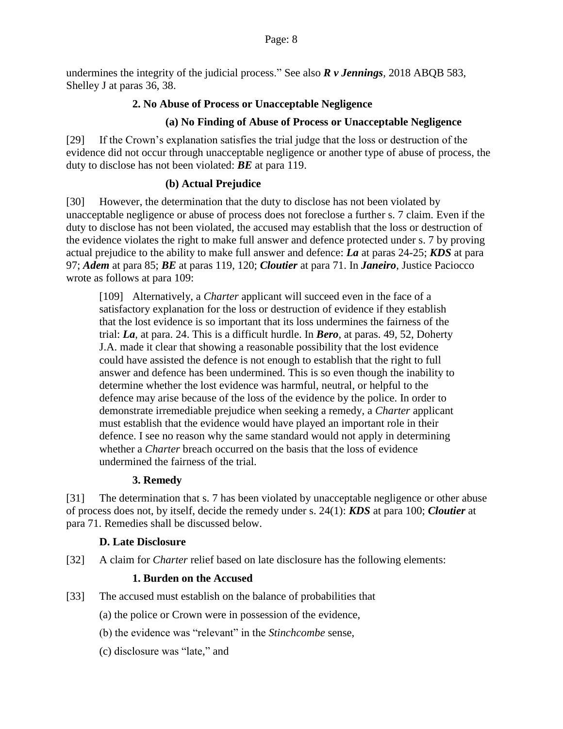undermines the integrity of the judicial process." See also ***R v Jennings***, 2018 ABQB 583, Shelley J at paras 36, 38.

**2. No Abuse of Process or Unacceptable Negligence**

**(a) No Finding of Abuse of Process or Unacceptable Negligence**

[29] If the Crown's explanation satisfies the trial judge that the loss or destruction of the evidence did not occur through unacceptable negligence or another type of abuse of process, the duty to disclose has not been violated: ***BE*** at para 119.

**(b) Actual Prejudice**

[30] However, the determination that the duty to disclose has not been violated by unacceptable negligence or abuse of process does not foreclose a further s. 7 claim. Even if the duty to disclose has not been violated, the accused may establish that the loss or destruction of the evidence violates the right to make full answer and defence protected under s. 7 by proving actual prejudice to the ability to make full answer and defence: ***La*** at paras 24-25; ***KDS*** at para 97; ***Adem*** at para 85; ***BE*** at paras 119, 120; ***Cloutier*** at para 71. In ***Janeiro***, Justice Paciocco wrote as follows at para 109:

> [109] Alternatively, a *Charter* applicant will succeed even in the face of a satisfactory explanation for the loss or destruction of evidence if they establish that the lost evidence is so important that its loss undermines the fairness of the trial: ***La***, at para. 24. This is a difficult hurdle. In ***Bero***, at paras. 49, 52, Doherty J.A. made it clear that showing a reasonable possibility that the lost evidence could have assisted the defence is not enough to establish that the right to full answer and defence has been undermined. This is so even though the inability to determine whether the lost evidence was harmful, neutral, or helpful to the defence may arise because of the loss of the evidence by the police. In order to demonstrate irremediable prejudice when seeking a remedy, a *Charter* applicant must establish that the evidence would have played an important role in their defence. I see no reason why the same standard would not apply in determining whether a *Charter* breach occurred on the basis that the loss of evidence undermined the fairness of the trial.

**3. Remedy**

[31] The determination that s. 7 has been violated by unacceptable negligence or other abuse of process does not, by itself, decide the remedy under s. 24(1): ***KDS*** at para 100; ***Cloutier*** at para 71. Remedies shall be discussed below.

**D. Late Disclosure**

[32] A claim for *Charter* relief based on late disclosure has the following elements:

**1. Burden on the Accused**

[33] The accused must establish on the balance of probabilities that

(a) the police or Crown were in possession of the evidence,

(b) the evidence was "relevant" in the *Stinchcombe* sense,

(c) disclosure was "late," and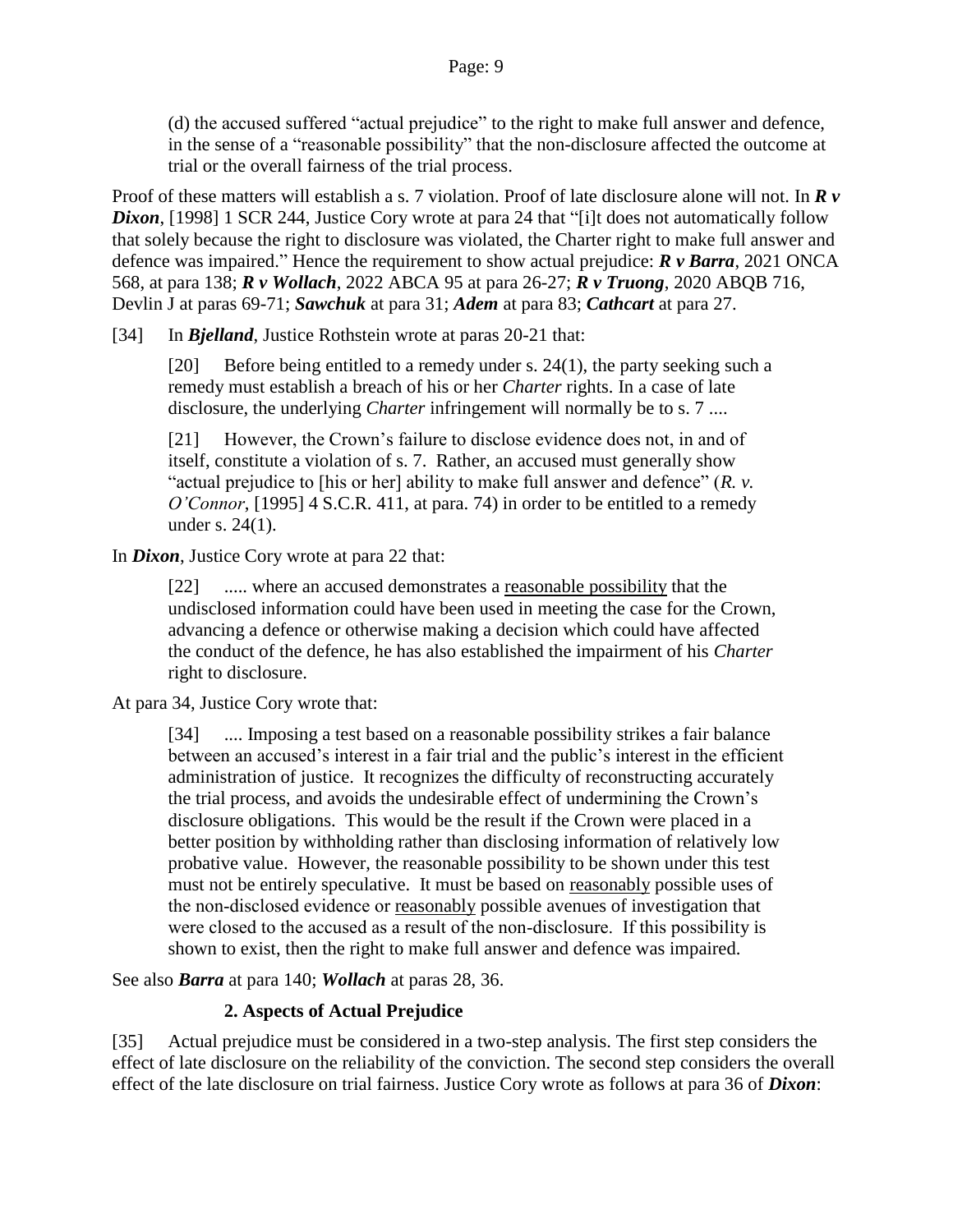(d) the accused suffered "actual prejudice" to the right to make full answer and defence, in the sense of a "reasonable possibility" that the non-disclosure affected the outcome at trial or the overall fairness of the trial process.

Proof of these matters will establish a s. 7 violation. Proof of late disclosure alone will not. In ***R v Dixon***, [1998] 1 SCR 244, Justice Cory wrote at para 24 that "[i]t does not automatically follow that solely because the right to disclosure was violated, the Charter right to make full answer and defence was impaired." Hence the requirement to show actual prejudice: ***R v Barra***, 2021 ONCA 568, at para 138; ***R v Wollach***, 2022 ABCA 95 at para 26-27; ***R v Truong***, 2020 ABQB 716, Devlin J at paras 69-71; ***Sawchuk*** at para 31; ***Adem*** at para 83; ***Cathcart*** at para 27.

[34] In ***Bjelland***, Justice Rothstein wrote at paras 20-21 that:

> [20] Before being entitled to a remedy under s. 24(1), the party seeking such a remedy must establish a breach of his or her *Charter* rights. In a case of late disclosure, the underlying *Charter* infringement will normally be to s. 7 ....
>
> [21] However, the Crown's failure to disclose evidence does not, in and of itself, constitute a violation of s. 7. Rather, an accused must generally show "actual prejudice to [his or her] ability to make full answer and defence" (*R. v. O'Connor*, [1995] 4 S.C.R. 411, at para. 74) in order to be entitled to a remedy under s. 24(1).

In ***Dixon***, Justice Cory wrote at para 22 that:

> [22] ..... where an accused demonstrates a reasonable possibility that the undisclosed information could have been used in meeting the case for the Crown, advancing a defence or otherwise making a decision which could have affected the conduct of the defence, he has also established the impairment of his *Charter* right to disclosure.

At para 34, Justice Cory wrote that:

> [34] .... Imposing a test based on a reasonable possibility strikes a fair balance between an accused's interest in a fair trial and the public's interest in the efficient administration of justice. It recognizes the difficulty of reconstructing accurately the trial process, and avoids the undesirable effect of undermining the Crown's disclosure obligations. This would be the result if the Crown were placed in a better position by withholding rather than disclosing information of relatively low probative value. However, the reasonable possibility to be shown under this test must not be entirely speculative. It must be based on reasonably possible uses of the non-disclosed evidence or reasonably possible avenues of investigation that were closed to the accused as a result of the non-disclosure. If this possibility is shown to exist, then the right to make full answer and defence was impaired.

See also ***Barra*** at para 140; ***Wollach*** at paras 28, 36.

### 2. Aspects of Actual Prejudice

[35] Actual prejudice must be considered in a two-step analysis. The first step considers the effect of late disclosure on the reliability of the conviction. The second step considers the overall effect of the late disclosure on trial fairness. Justice Cory wrote as follows at para 36 of ***Dixon***: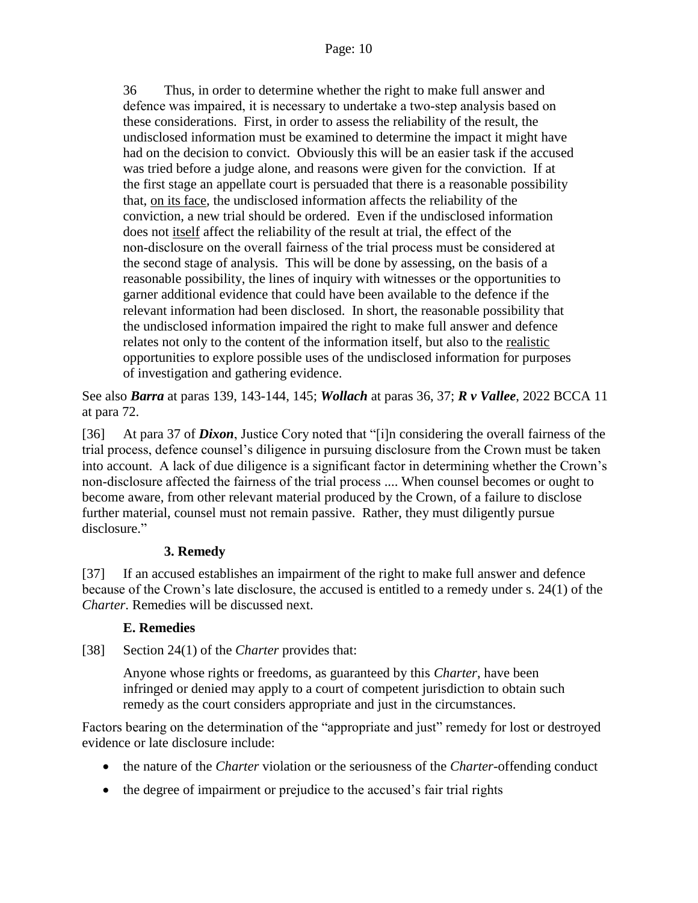> 36 Thus, in order to determine whether the right to make full answer and defence was impaired, it is necessary to undertake a two-step analysis based on these considerations. First, in order to assess the reliability of the result, the undisclosed information must be examined to determine the impact it might have had on the decision to convict. Obviously this will be an easier task if the accused was tried before a judge alone, and reasons were given for the conviction. If at the first stage an appellate court is persuaded that there is a reasonable possibility that, <u>on its face</u>, the undisclosed information affects the reliability of the conviction, a new trial should be ordered. Even if the undisclosed information does not <u>itself</u> affect the reliability of the result at trial, the effect of the non-disclosure on the overall fairness of the trial process must be considered at the second stage of analysis. This will be done by assessing, on the basis of a reasonable possibility, the lines of inquiry with witnesses or the opportunities to garner additional evidence that could have been available to the defence if the relevant information had been disclosed. In short, the reasonable possibility that the undisclosed information impaired the right to make full answer and defence relates not only to the content of the information itself, but also to the <u>realistic</u> opportunities to explore possible uses of the undisclosed information for purposes of investigation and gathering evidence.

See also ***Barra*** at paras 139, 143-144, 145; ***Wollach*** at paras 36, 37; ***R v Vallee***, 2022 BCCA 11 at para 72.

[36] At para 37 of ***Dixon***, Justice Cory noted that "[i]n considering the overall fairness of the trial process, defence counsel's diligence in pursuing disclosure from the Crown must be taken into account. A lack of due diligence is a significant factor in determining whether the Crown's non-disclosure affected the fairness of the trial process .... When counsel becomes or ought to become aware, from other relevant material produced by the Crown, of a failure to disclose further material, counsel must not remain passive. Rather, they must diligently pursue disclosure."

### 3. Remedy

[37] If an accused establishes an impairment of the right to make full answer and defence because of the Crown's late disclosure, the accused is entitled to a remedy under s. 24(1) of the *Charter*. Remedies will be discussed next.

## E. Remedies

[38] Section 24(1) of the *Charter* provides that:

> Anyone whose rights or freedoms, as guaranteed by this *Charter*, have been infringed or denied may apply to a court of competent jurisdiction to obtain such remedy as the court considers appropriate and just in the circumstances.

Factors bearing on the determination of the "appropriate and just" remedy for lost or destroyed evidence or late disclosure include:

- the nature of the *Charter* violation or the seriousness of the *Charter*-offending conduct
- the degree of impairment or prejudice to the accused's fair trial rights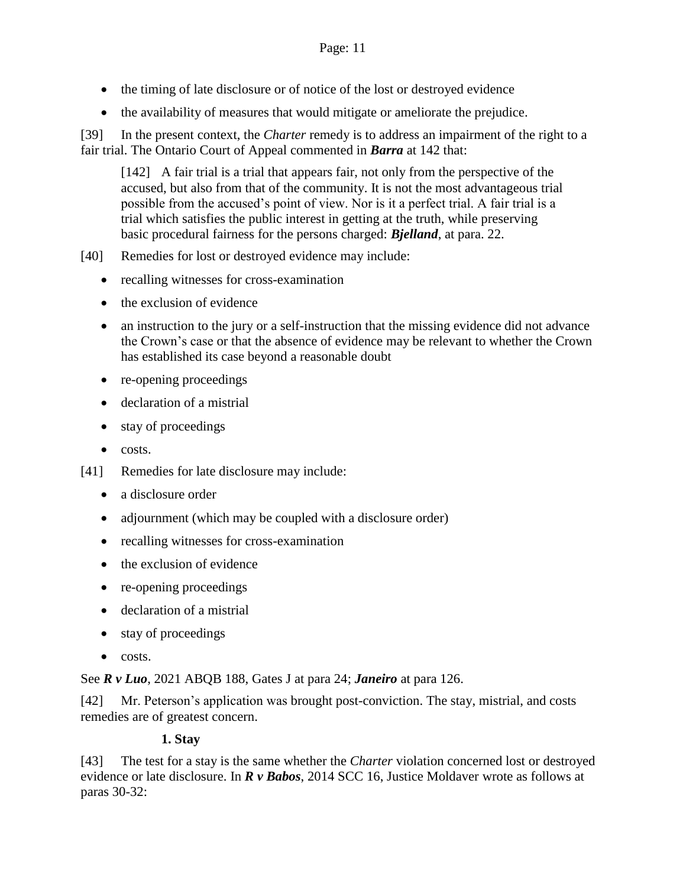- the timing of late disclosure or of notice of the lost or destroyed evidence
- the availability of measures that would mitigate or ameliorate the prejudice.

[39] In the present context, the *Charter* remedy is to address an impairment of the right to a fair trial. The Ontario Court of Appeal commented in ***Barra*** at 142 that:

> [142] A fair trial is a trial that appears fair, not only from the perspective of the accused, but also from that of the community. It is not the most advantageous trial possible from the accused's point of view. Nor is it a perfect trial. A fair trial is a trial which satisfies the public interest in getting at the truth, while preserving basic procedural fairness for the persons charged: ***Bjelland***, at para. 22.

[40] Remedies for lost or destroyed evidence may include:

- recalling witnesses for cross-examination
- the exclusion of evidence
- an instruction to the jury or a self-instruction that the missing evidence did not advance the Crown's case or that the absence of evidence may be relevant to whether the Crown has established its case beyond a reasonable doubt
- re-opening proceedings
- declaration of a mistrial
- stay of proceedings
- costs.

[41] Remedies for late disclosure may include:

- a disclosure order
- adjournment (which may be coupled with a disclosure order)
- recalling witnesses for cross-examination
- the exclusion of evidence
- re-opening proceedings
- declaration of a mistrial
- stay of proceedings
- costs.

See ***R v Luo***, 2021 ABQB 188, Gates J at para 24; ***Janeiro*** at para 126.

[42] Mr. Peterson's application was brought post-conviction. The stay, mistrial, and costs remedies are of greatest concern.

### 1. Stay

[43] The test for a stay is the same whether the *Charter* violation concerned lost or destroyed evidence or late disclosure. In ***R v Babos***, 2014 SCC 16, Justice Moldaver wrote as follows at paras 30-32: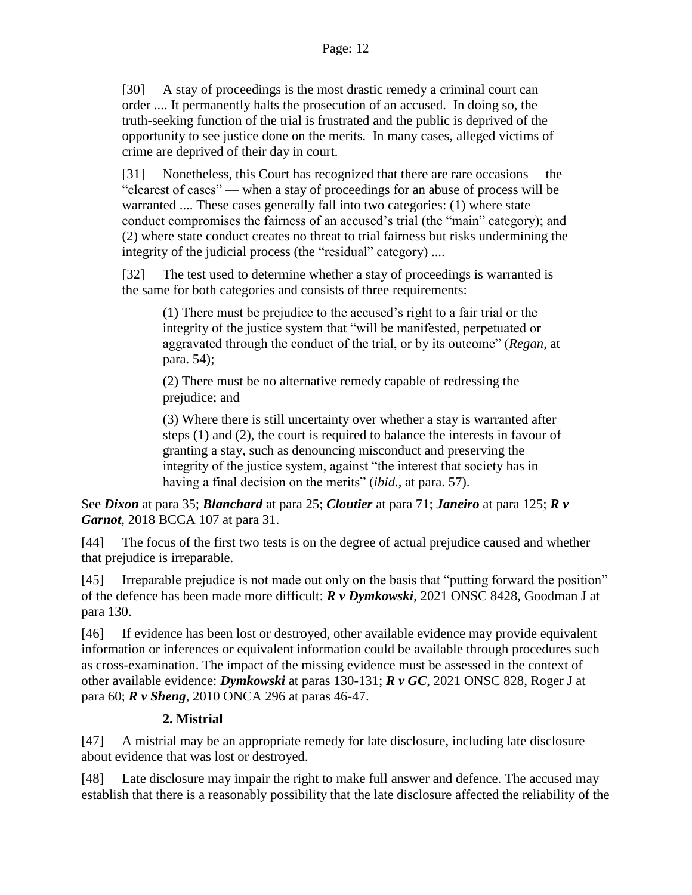> [30] A stay of proceedings is the most drastic remedy a criminal court can order .... It permanently halts the prosecution of an accused. In doing so, the truth-seeking function of the trial is frustrated and the public is deprived of the opportunity to see justice done on the merits. In many cases, alleged victims of crime are deprived of their day in court.
>
> [31] Nonetheless, this Court has recognized that there are rare occasions —the "clearest of cases" — when a stay of proceedings for an abuse of process will be warranted .... These cases generally fall into two categories: (1) where state conduct compromises the fairness of an accused's trial (the "main" category); and (2) where state conduct creates no threat to trial fairness but risks undermining the integrity of the judicial process (the "residual" category) ....
>
> [32] The test used to determine whether a stay of proceedings is warranted is the same for both categories and consists of three requirements:
>
> > (1) There must be prejudice to the accused's right to a fair trial or the integrity of the justice system that "will be manifested, perpetuated or aggravated through the conduct of the trial, or by its outcome" (*Regan*, at para. 54);
> >
> > (2) There must be no alternative remedy capable of redressing the prejudice; and
> >
> > (3) Where there is still uncertainty over whether a stay is warranted after steps (1) and (2), the court is required to balance the interests in favour of granting a stay, such as denouncing misconduct and preserving the integrity of the justice system, against "the interest that society has in having a final decision on the merits" (*ibid.*, at para. 57).

See ***Dixon*** at para 35; ***Blanchard*** at para 25; ***Cloutier*** at para 71; ***Janeiro*** at para 125; ***R v Garnot***, 2018 BCCA 107 at para 31.

[44] The focus of the first two tests is on the degree of actual prejudice caused and whether that prejudice is irreparable.

[45] Irreparable prejudice is not made out only on the basis that "putting forward the position" of the defence has been made more difficult: ***R v Dymkowski***, 2021 ONSC 8428, Goodman J at para 130.

[46] If evidence has been lost or destroyed, other available evidence may provide equivalent information or inferences or equivalent information could be available through procedures such as cross-examination. The impact of the missing evidence must be assessed in the context of other available evidence: ***Dymkowski*** at paras 130-131; ***R v GC***, 2021 ONSC 828, Roger J at para 60; ***R v Sheng***, 2010 ONCA 296 at paras 46-47.

### 2. Mistrial

[47] A mistrial may be an appropriate remedy for late disclosure, including late disclosure about evidence that was lost or destroyed.

[48] Late disclosure may impair the right to make full answer and defence. The accused may establish that there is a reasonably possibility that the late disclosure affected the reliability of the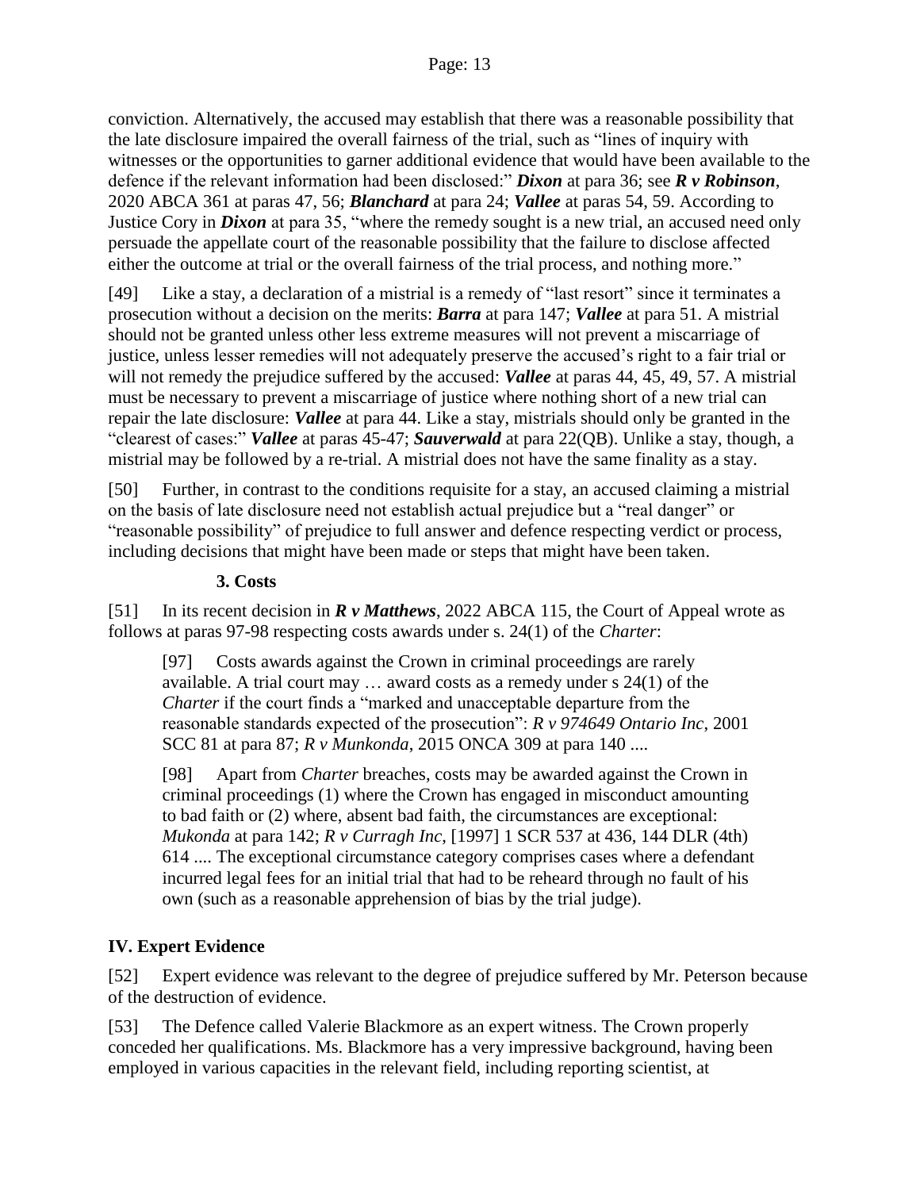conviction. Alternatively, the accused may establish that there was a reasonable possibility that the late disclosure impaired the overall fairness of the trial, such as "lines of inquiry with witnesses or the opportunities to garner additional evidence that would have been available to the defence if the relevant information had been disclosed:" ***Dixon*** at para 36; see ***R v Robinson***, 2020 ABCA 361 at paras 47, 56; ***Blanchard*** at para 24; ***Vallee*** at paras 54, 59. According to Justice Cory in ***Dixon*** at para 35, "where the remedy sought is a new trial, an accused need only persuade the appellate court of the reasonable possibility that the failure to disclose affected either the outcome at trial or the overall fairness of the trial process, and nothing more."

[49] Like a stay, a declaration of a mistrial is a remedy of "last resort" since it terminates a prosecution without a decision on the merits: ***Barra*** at para 147; ***Vallee*** at para 51. A mistrial should not be granted unless other less extreme measures will not prevent a miscarriage of justice, unless lesser remedies will not adequately preserve the accused's right to a fair trial or will not remedy the prejudice suffered by the accused: ***Vallee*** at paras 44, 45, 49, 57. A mistrial must be necessary to prevent a miscarriage of justice where nothing short of a new trial can repair the late disclosure: ***Vallee*** at para 44. Like a stay, mistrials should only be granted in the "clearest of cases:" ***Vallee*** at paras 45-47; ***Sauverwald*** at para 22(QB). Unlike a stay, though, a mistrial may be followed by a re-trial. A mistrial does not have the same finality as a stay.

[50] Further, in contrast to the conditions requisite for a stay, an accused claiming a mistrial on the basis of late disclosure need not establish actual prejudice but a "real danger" or "reasonable possibility" of prejudice to full answer and defence respecting verdict or process, including decisions that might have been made or steps that might have been taken.

### 3. Costs

[51] In its recent decision in ***R v Matthews***, 2022 ABCA 115, the Court of Appeal wrote as follows at paras 97-98 respecting costs awards under s. 24(1) of the *Charter*:

> [97] Costs awards against the Crown in criminal proceedings are rarely available. A trial court may … award costs as a remedy under s 24(1) of the *Charter* if the court finds a "marked and unacceptable departure from the reasonable standards expected of the prosecution": *R v 974649 Ontario Inc*, 2001 SCC 81 at para 87; *R v Munkonda*, 2015 ONCA 309 at para 140 ....
>
> [98] Apart from *Charter* breaches, costs may be awarded against the Crown in criminal proceedings (1) where the Crown has engaged in misconduct amounting to bad faith or (2) where, absent bad faith, the circumstances are exceptional: *Mukonda* at para 142; *R v Curragh Inc*, [1997] 1 SCR 537 at 436, 144 DLR (4th) 614 .... The exceptional circumstance category comprises cases where a defendant incurred legal fees for an initial trial that had to be reheard through no fault of his own (such as a reasonable apprehension of bias by the trial judge).

## IV. Expert Evidence

[52] Expert evidence was relevant to the degree of prejudice suffered by Mr. Peterson because of the destruction of evidence.

[53] The Defence called Valerie Blackmore as an expert witness. The Crown properly conceded her qualifications. Ms. Blackmore has a very impressive background, having been employed in various capacities in the relevant field, including reporting scientist, at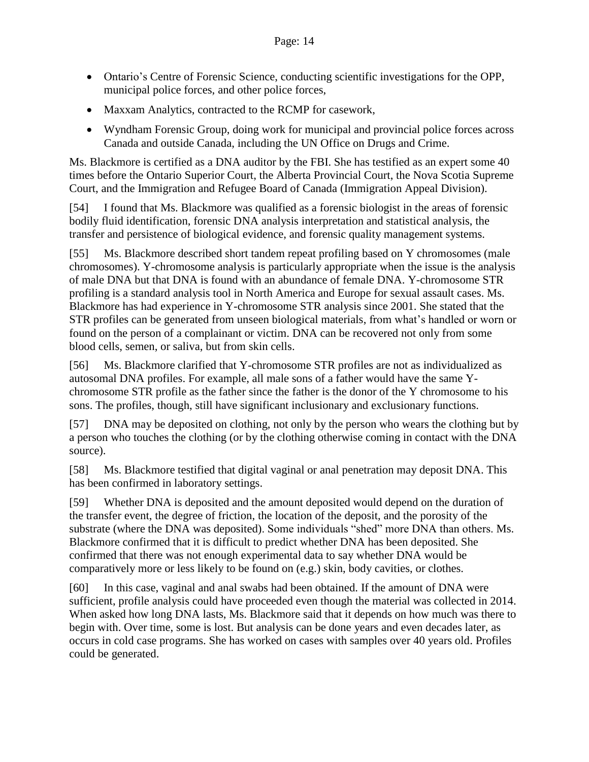- Ontario's Centre of Forensic Science, conducting scientific investigations for the OPP, municipal police forces, and other police forces,
- Maxxam Analytics, contracted to the RCMP for casework,
- Wyndham Forensic Group, doing work for municipal and provincial police forces across Canada and outside Canada, including the UN Office on Drugs and Crime.

Ms. Blackmore is certified as a DNA auditor by the FBI. She has testified as an expert some 40 times before the Ontario Superior Court, the Alberta Provincial Court, the Nova Scotia Supreme Court, and the Immigration and Refugee Board of Canada (Immigration Appeal Division).

[54] I found that Ms. Blackmore was qualified as a forensic biologist in the areas of forensic bodily fluid identification, forensic DNA analysis interpretation and statistical analysis, the transfer and persistence of biological evidence, and forensic quality management systems.

[55] Ms. Blackmore described short tandem repeat profiling based on Y chromosomes (male chromosomes). Y-chromosome analysis is particularly appropriate when the issue is the analysis of male DNA but that DNA is found with an abundance of female DNA. Y-chromosome STR profiling is a standard analysis tool in North America and Europe for sexual assault cases. Ms. Blackmore has had experience in Y-chromosome STR analysis since 2001. She stated that the STR profiles can be generated from unseen biological materials, from what's handled or worn or found on the person of a complainant or victim. DNA can be recovered not only from some blood cells, semen, or saliva, but from skin cells.

[56] Ms. Blackmore clarified that Y-chromosome STR profiles are not as individualized as autosomal DNA profiles. For example, all male sons of a father would have the same Y-chromosome STR profile as the father since the father is the donor of the Y chromosome to his sons. The profiles, though, still have significant inclusionary and exclusionary functions.

[57] DNA may be deposited on clothing, not only by the person who wears the clothing but by a person who touches the clothing (or by the clothing otherwise coming in contact with the DNA source).

[58] Ms. Blackmore testified that digital vaginal or anal penetration may deposit DNA. This has been confirmed in laboratory settings.

[59] Whether DNA is deposited and the amount deposited would depend on the duration of the transfer event, the degree of friction, the location of the deposit, and the porosity of the substrate (where the DNA was deposited). Some individuals "shed" more DNA than others. Ms. Blackmore confirmed that it is difficult to predict whether DNA has been deposited. She confirmed that there was not enough experimental data to say whether DNA would be comparatively more or less likely to be found on (e.g.) skin, body cavities, or clothes.

[60] In this case, vaginal and anal swabs had been obtained. If the amount of DNA were sufficient, profile analysis could have proceeded even though the material was collected in 2014. When asked how long DNA lasts, Ms. Blackmore said that it depends on how much was there to begin with. Over time, some is lost. But analysis can be done years and even decades later, as occurs in cold case programs. She has worked on cases with samples over 40 years old. Profiles could be generated.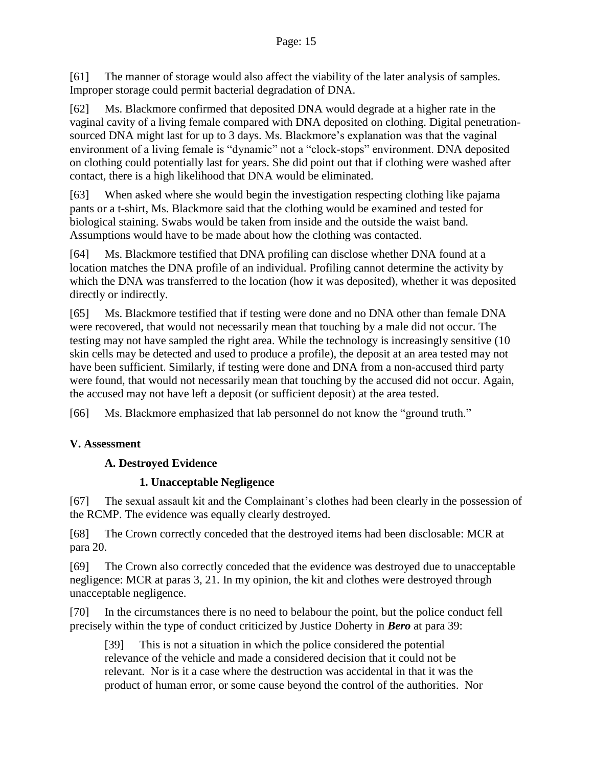[61] The manner of storage would also affect the viability of the later analysis of samples. Improper storage could permit bacterial degradation of DNA.

[62] Ms. Blackmore confirmed that deposited DNA would degrade at a higher rate in the vaginal cavity of a living female compared with DNA deposited on clothing. Digital penetration-sourced DNA might last for up to 3 days. Ms. Blackmore's explanation was that the vaginal environment of a living female is "dynamic" not a "clock-stops" environment. DNA deposited on clothing could potentially last for years. She did point out that if clothing were washed after contact, there is a high likelihood that DNA would be eliminated.

[63] When asked where she would begin the investigation respecting clothing like pajama pants or a t-shirt, Ms. Blackmore said that the clothing would be examined and tested for biological staining. Swabs would be taken from inside and the outside the waist band. Assumptions would have to be made about how the clothing was contacted.

[64] Ms. Blackmore testified that DNA profiling can disclose whether DNA found at a location matches the DNA profile of an individual. Profiling cannot determine the activity by which the DNA was transferred to the location (how it was deposited), whether it was deposited directly or indirectly.

[65] Ms. Blackmore testified that if testing were done and no DNA other than female DNA were recovered, that would not necessarily mean that touching by a male did not occur. The testing may not have sampled the right area. While the technology is increasingly sensitive (10 skin cells may be detected and used to produce a profile), the deposit at an area tested may not have been sufficient. Similarly, if testing were done and DNA from a non-accused third party were found, that would not necessarily mean that touching by the accused did not occur. Again, the accused may not have left a deposit (or sufficient deposit) at the area tested.

[66] Ms. Blackmore emphasized that lab personnel do not know the "ground truth."

## V. Assessment

### A. Destroyed Evidence

#### 1. Unacceptable Negligence

[67] The sexual assault kit and the Complainant's clothes had been clearly in the possession of the RCMP. The evidence was equally clearly destroyed.

[68] The Crown correctly conceded that the destroyed items had been disclosable: MCR at para 20.

[69] The Crown also correctly conceded that the evidence was destroyed due to unacceptable negligence: MCR at paras 3, 21. In my opinion, the kit and clothes were destroyed through unacceptable negligence.

[70] In the circumstances there is no need to belabour the point, but the police conduct fell precisely within the type of conduct criticized by Justice Doherty in ***Bero*** at para 39:

> [39] This is not a situation in which the police considered the potential relevance of the vehicle and made a considered decision that it could not be relevant. Nor is it a case where the destruction was accidental in that it was the product of human error, or some cause beyond the control of the authorities. Nor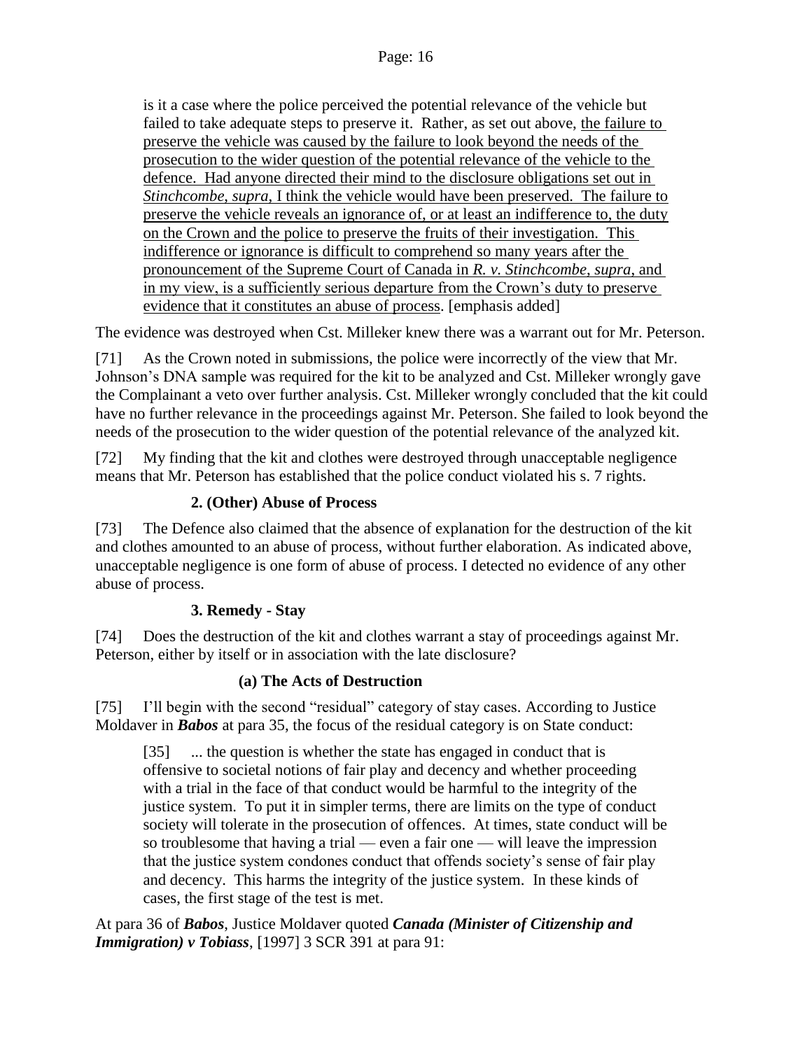is it a case where the police perceived the potential relevance of the vehicle but failed to take adequate steps to preserve it. Rather, as set out above, <u>the failure to preserve the vehicle was caused by the failure to look beyond the needs of the prosecution to the wider question of the potential relevance of the vehicle to the defence. Had anyone directed their mind to the disclosure obligations set out in *Stinchcombe, supra*, I think the vehicle would have been preserved. The failure to preserve the vehicle reveals an ignorance of, or at least an indifference to, the duty on the Crown and the police to preserve the fruits of their investigation. This indifference or ignorance is difficult to comprehend so many years after the pronouncement of the Supreme Court of Canada in *R. v. Stinchcombe, supra*, and in my view, is a sufficiently serious departure from the Crown's duty to preserve evidence that it constitutes an abuse of process</u>. [emphasis added]

The evidence was destroyed when Cst. Milleker knew there was a warrant out for Mr. Peterson.

[71] As the Crown noted in submissions, the police were incorrectly of the view that Mr. Johnson's DNA sample was required for the kit to be analyzed and Cst. Milleker wrongly gave the Complainant a veto over further analysis. Cst. Milleker wrongly concluded that the kit could have no further relevance in the proceedings against Mr. Peterson. She failed to look beyond the needs of the prosecution to the wider question of the potential relevance of the analyzed kit.

[72] My finding that the kit and clothes were destroyed through unacceptable negligence means that Mr. Peterson has established that the police conduct violated his s. 7 rights.

### 2. (Other) Abuse of Process

[73] The Defence also claimed that the absence of explanation for the destruction of the kit and clothes amounted to an abuse of process, without further elaboration. As indicated above, unacceptable negligence is one form of abuse of process. I detected no evidence of any other abuse of process.

### 3. Remedy - Stay

[74] Does the destruction of the kit and clothes warrant a stay of proceedings against Mr. Peterson, either by itself or in association with the late disclosure?

#### (a) The Acts of Destruction

[75] I'll begin with the second "residual" category of stay cases. According to Justice Moldaver in ***Babos*** at para 35, the focus of the residual category is on State conduct:

> [35] ... the question is whether the state has engaged in conduct that is offensive to societal notions of fair play and decency and whether proceeding with a trial in the face of that conduct would be harmful to the integrity of the justice system. To put it in simpler terms, there are limits on the type of conduct society will tolerate in the prosecution of offences. At times, state conduct will be so troublesome that having a trial — even a fair one — will leave the impression that the justice system condones conduct that offends society's sense of fair play and decency. This harms the integrity of the justice system. In these kinds of cases, the first stage of the test is met.

At para 36 of ***Babos***, Justice Moldaver quoted ***Canada (Minister of Citizenship and Immigration) v Tobiass***, [1997] 3 SCR 391 at para 91: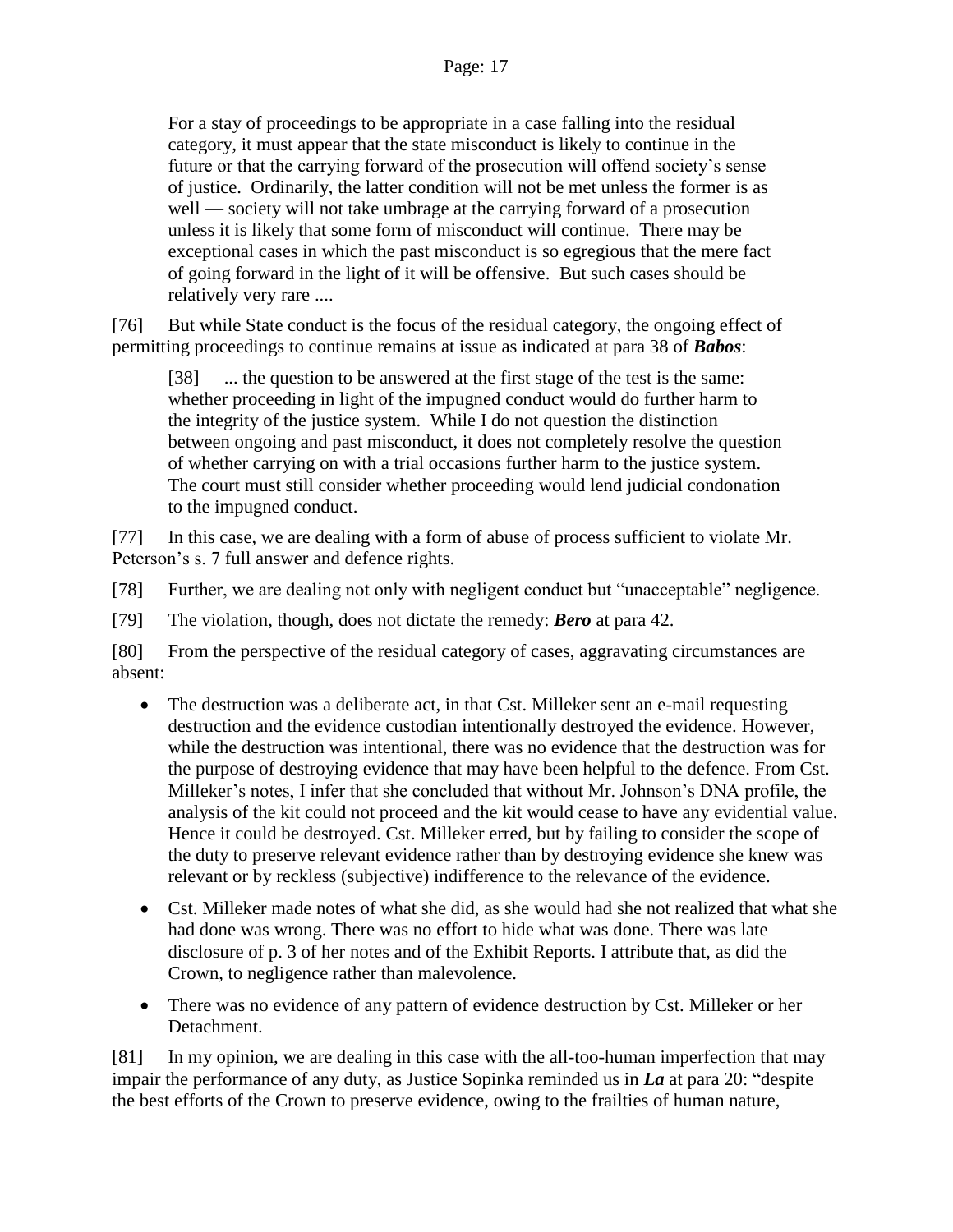> For a stay of proceedings to be appropriate in a case falling into the residual category, it must appear that the state misconduct is likely to continue in the future or that the carrying forward of the prosecution will offend society's sense of justice. Ordinarily, the latter condition will not be met unless the former is as well — society will not take umbrage at the carrying forward of a prosecution unless it is likely that some form of misconduct will continue. There may be exceptional cases in which the past misconduct is so egregious that the mere fact of going forward in the light of it will be offensive. But such cases should be relatively very rare ....

[76] But while State conduct is the focus of the residual category, the ongoing effect of permitting proceedings to continue remains at issue as indicated at para 38 of ***Babos***:

> [38] ... the question to be answered at the first stage of the test is the same: whether proceeding in light of the impugned conduct would do further harm to the integrity of the justice system. While I do not question the distinction between ongoing and past misconduct, it does not completely resolve the question of whether carrying on with a trial occasions further harm to the justice system. The court must still consider whether proceeding would lend judicial condonation to the impugned conduct.

[77] In this case, we are dealing with a form of abuse of process sufficient to violate Mr. Peterson's s. 7 full answer and defence rights.

[78] Further, we are dealing not only with negligent conduct but "unacceptable" negligence.

[79] The violation, though, does not dictate the remedy: ***Bero*** at para 42.

[80] From the perspective of the residual category of cases, aggravating circumstances are absent:

- The destruction was a deliberate act, in that Cst. Milleker sent an e-mail requesting destruction and the evidence custodian intentionally destroyed the evidence. However, while the destruction was intentional, there was no evidence that the destruction was for the purpose of destroying evidence that may have been helpful to the defence. From Cst. Milleker's notes, I infer that she concluded that without Mr. Johnson's DNA profile, the analysis of the kit could not proceed and the kit would cease to have any evidential value. Hence it could be destroyed. Cst. Milleker erred, but by failing to consider the scope of the duty to preserve relevant evidence rather than by destroying evidence she knew was relevant or by reckless (subjective) indifference to the relevance of the evidence.
- Cst. Milleker made notes of what she did, as she would had she not realized that what she had done was wrong. There was no effort to hide what was done. There was late disclosure of p. 3 of her notes and of the Exhibit Reports. I attribute that, as did the Crown, to negligence rather than malevolence.
- There was no evidence of any pattern of evidence destruction by Cst. Milleker or her Detachment.

[81] In my opinion, we are dealing in this case with the all-too-human imperfection that may impair the performance of any duty, as Justice Sopinka reminded us in ***La*** at para 20: "despite the best efforts of the Crown to preserve evidence, owing to the frailties of human nature,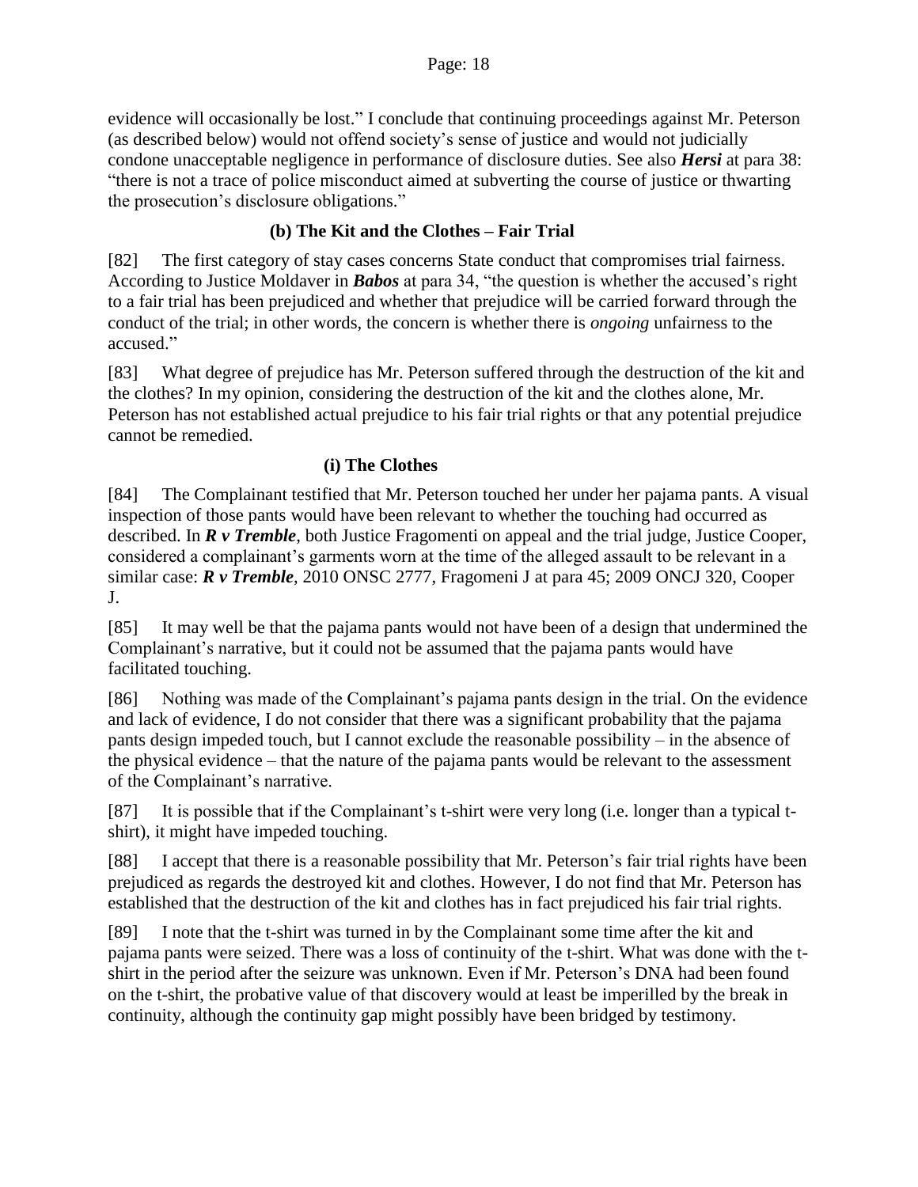evidence will occasionally be lost." I conclude that continuing proceedings against Mr. Peterson (as described below) would not offend society's sense of justice and would not judicially condone unacceptable negligence in performance of disclosure duties. See also ***Hersi*** at para 38: "there is not a trace of police misconduct aimed at subverting the course of justice or thwarting the prosecution's disclosure obligations."

### (b) The Kit and the Clothes – Fair Trial

[82] The first category of stay cases concerns State conduct that compromises trial fairness. According to Justice Moldaver in ***Babos*** at para 34, "the question is whether the accused's right to a fair trial has been prejudiced and whether that prejudice will be carried forward through the conduct of the trial; in other words, the concern is whether there is *ongoing* unfairness to the accused."

[83] What degree of prejudice has Mr. Peterson suffered through the destruction of the kit and the clothes? In my opinion, considering the destruction of the kit and the clothes alone, Mr. Peterson has not established actual prejudice to his fair trial rights or that any potential prejudice cannot be remedied.

#### (i) The Clothes

[84] The Complainant testified that Mr. Peterson touched her under her pajama pants. A visual inspection of those pants would have been relevant to whether the touching had occurred as described. In ***R v Tremble***, both Justice Fragomenti on appeal and the trial judge, Justice Cooper, considered a complainant's garments worn at the time of the alleged assault to be relevant in a similar case: ***R v Tremble***, 2010 ONSC 2777, Fragomeni J at para 45; 2009 ONCJ 320, Cooper J.

[85] It may well be that the pajama pants would not have been of a design that undermined the Complainant's narrative, but it could not be assumed that the pajama pants would have facilitated touching.

[86] Nothing was made of the Complainant's pajama pants design in the trial. On the evidence and lack of evidence, I do not consider that there was a significant probability that the pajama pants design impeded touch, but I cannot exclude the reasonable possibility – in the absence of the physical evidence – that the nature of the pajama pants would be relevant to the assessment of the Complainant's narrative.

[87] It is possible that if the Complainant's t-shirt were very long (i.e. longer than a typical t-shirt), it might have impeded touching.

[88] I accept that there is a reasonable possibility that Mr. Peterson's fair trial rights have been prejudiced as regards the destroyed kit and clothes. However, I do not find that Mr. Peterson has established that the destruction of the kit and clothes has in fact prejudiced his fair trial rights.

[89] I note that the t-shirt was turned in by the Complainant some time after the kit and pajama pants were seized. There was a loss of continuity of the t-shirt. What was done with the t-shirt in the period after the seizure was unknown. Even if Mr. Peterson's DNA had been found on the t-shirt, the probative value of that discovery would at least be imperilled by the break in continuity, although the continuity gap might possibly have been bridged by testimony.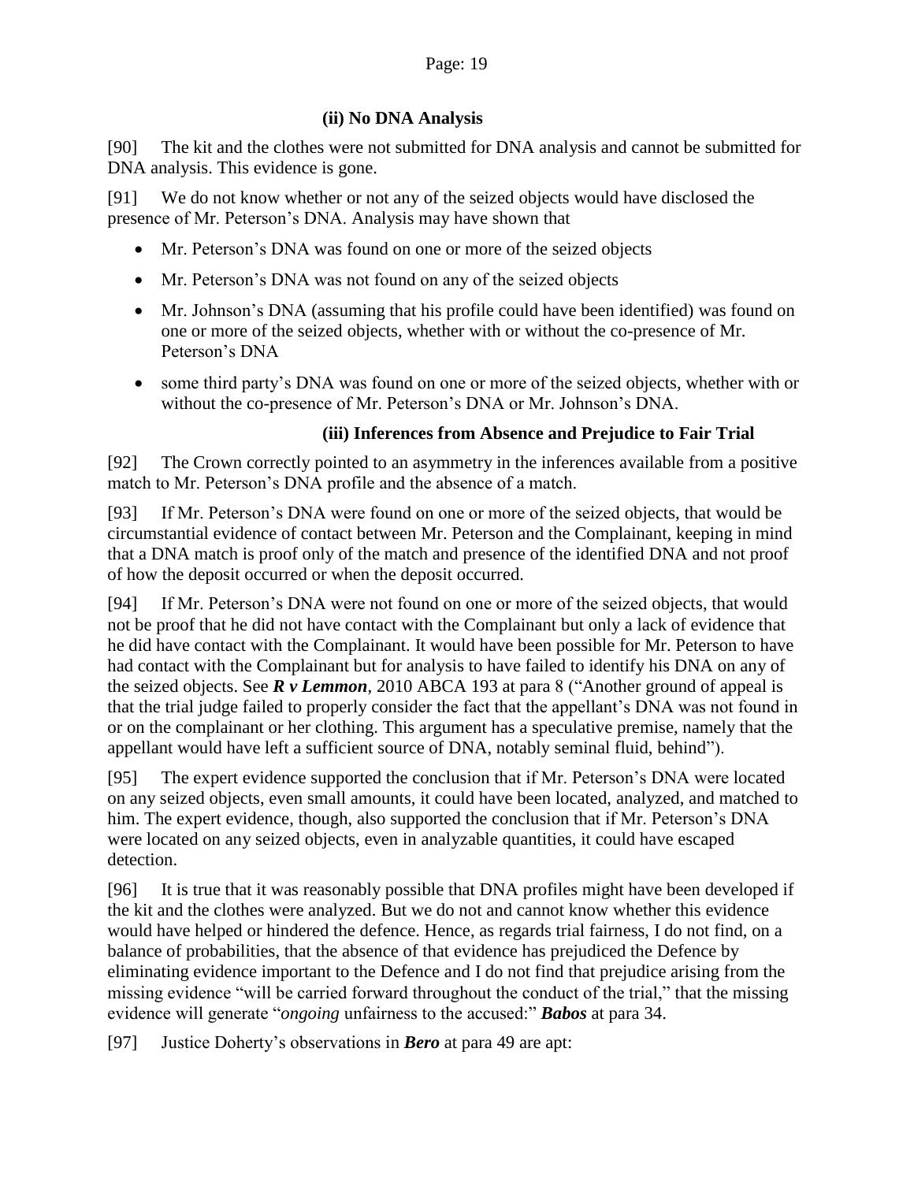#### (ii) No DNA Analysis

[90] The kit and the clothes were not submitted for DNA analysis and cannot be submitted for DNA analysis. This evidence is gone.

[91] We do not know whether or not any of the seized objects would have disclosed the presence of Mr. Peterson's DNA. Analysis may have shown that

- Mr. Peterson's DNA was found on one or more of the seized objects
- Mr. Peterson's DNA was not found on any of the seized objects
- Mr. Johnson's DNA (assuming that his profile could have been identified) was found on one or more of the seized objects, whether with or without the co-presence of Mr. Peterson's DNA
- some third party's DNA was found on one or more of the seized objects, whether with or without the co-presence of Mr. Peterson's DNA or Mr. Johnson's DNA.

#### (iii) Inferences from Absence and Prejudice to Fair Trial

[92] The Crown correctly pointed to an asymmetry in the inferences available from a positive match to Mr. Peterson's DNA profile and the absence of a match.

[93] If Mr. Peterson's DNA were found on one or more of the seized objects, that would be circumstantial evidence of contact between Mr. Peterson and the Complainant, keeping in mind that a DNA match is proof only of the match and presence of the identified DNA and not proof of how the deposit occurred or when the deposit occurred.

[94] If Mr. Peterson's DNA were not found on one or more of the seized objects, that would not be proof that he did not have contact with the Complainant but only a lack of evidence that he did have contact with the Complainant. It would have been possible for Mr. Peterson to have had contact with the Complainant but for analysis to have failed to identify his DNA on any of the seized objects. See ***R v Lemmon***, 2010 ABCA 193 at para 8 ("Another ground of appeal is that the trial judge failed to properly consider the fact that the appellant's DNA was not found in or on the complainant or her clothing. This argument has a speculative premise, namely that the appellant would have left a sufficient source of DNA, notably seminal fluid, behind").

[95] The expert evidence supported the conclusion that if Mr. Peterson's DNA were located on any seized objects, even small amounts, it could have been located, analyzed, and matched to him. The expert evidence, though, also supported the conclusion that if Mr. Peterson's DNA were located on any seized objects, even in analyzable quantities, it could have escaped detection.

[96] It is true that it was reasonably possible that DNA profiles might have been developed if the kit and the clothes were analyzed. But we do not and cannot know whether this evidence would have helped or hindered the defence. Hence, as regards trial fairness, I do not find, on a balance of probabilities, that the absence of that evidence has prejudiced the Defence by eliminating evidence important to the Defence and I do not find that prejudice arising from the missing evidence "will be carried forward throughout the conduct of the trial," that the missing evidence will generate "*ongoing* unfairness to the accused:" ***Babos*** at para 34.

[97] Justice Doherty's observations in ***Bero*** at para 49 are apt: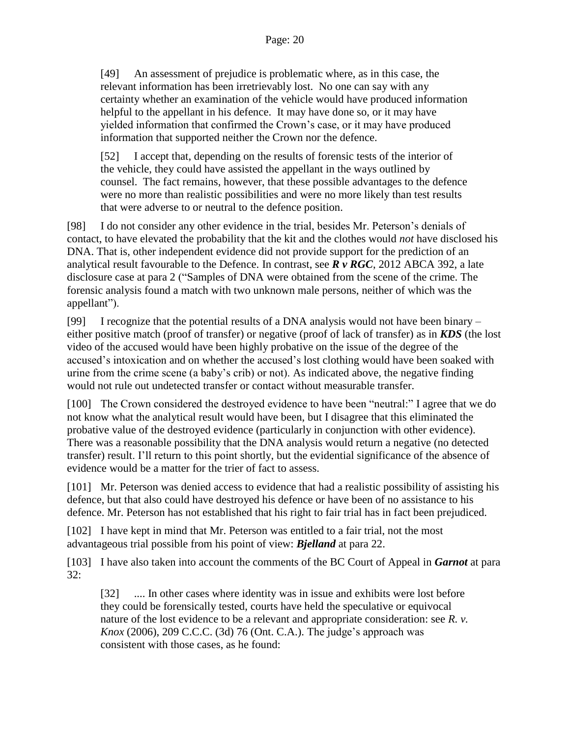> [49] An assessment of prejudice is problematic where, as in this case, the relevant information has been irretrievably lost. No one can say with any certainty whether an examination of the vehicle would have produced information helpful to the appellant in his defence. It may have done so, or it may have yielded information that confirmed the Crown's case, or it may have produced information that supported neither the Crown nor the defence.
>
> [52] I accept that, depending on the results of forensic tests of the interior of the vehicle, they could have assisted the appellant in the ways outlined by counsel. The fact remains, however, that these possible advantages to the defence were no more than realistic possibilities and were no more likely than test results that were adverse to or neutral to the defence position.

[98] I do not consider any other evidence in the trial, besides Mr. Peterson's denials of contact, to have elevated the probability that the kit and the clothes would *not* have disclosed his DNA. That is, other independent evidence did not provide support for the prediction of an analytical result favourable to the Defence. In contrast, see ***R v RGC***, 2012 ABCA 392, a late disclosure case at para 2 ("Samples of DNA were obtained from the scene of the crime. The forensic analysis found a match with two unknown male persons, neither of which was the appellant").

[99] I recognize that the potential results of a DNA analysis would not have been binary – either positive match (proof of transfer) or negative (proof of lack of transfer) as in ***KDS*** (the lost video of the accused would have been highly probative on the issue of the degree of the accused's intoxication and on whether the accused's lost clothing would have been soaked with urine from the crime scene (a baby's crib) or not). As indicated above, the negative finding would not rule out undetected transfer or contact without measurable transfer.

[100] The Crown considered the destroyed evidence to have been "neutral:" I agree that we do not know what the analytical result would have been, but I disagree that this eliminated the probative value of the destroyed evidence (particularly in conjunction with other evidence). There was a reasonable possibility that the DNA analysis would return a negative (no detected transfer) result. I'll return to this point shortly, but the evidential significance of the absence of evidence would be a matter for the trier of fact to assess.

[101] Mr. Peterson was denied access to evidence that had a realistic possibility of assisting his defence, but that also could have destroyed his defence or have been of no assistance to his defence. Mr. Peterson has not established that his right to fair trial has in fact been prejudiced.

[102] I have kept in mind that Mr. Peterson was entitled to a fair trial, not the most advantageous trial possible from his point of view: ***Bjelland*** at para 22.

[103] I have also taken into account the comments of the BC Court of Appeal in ***Garnot*** at para 32:

> [32] .... In other cases where identity was in issue and exhibits were lost before they could be forensically tested, courts have held the speculative or equivocal nature of the lost evidence to be a relevant and appropriate consideration: see *R. v. Knox* (2006), 209 C.C.C. (3d) 76 (Ont. C.A.). The judge's approach was consistent with those cases, as he found: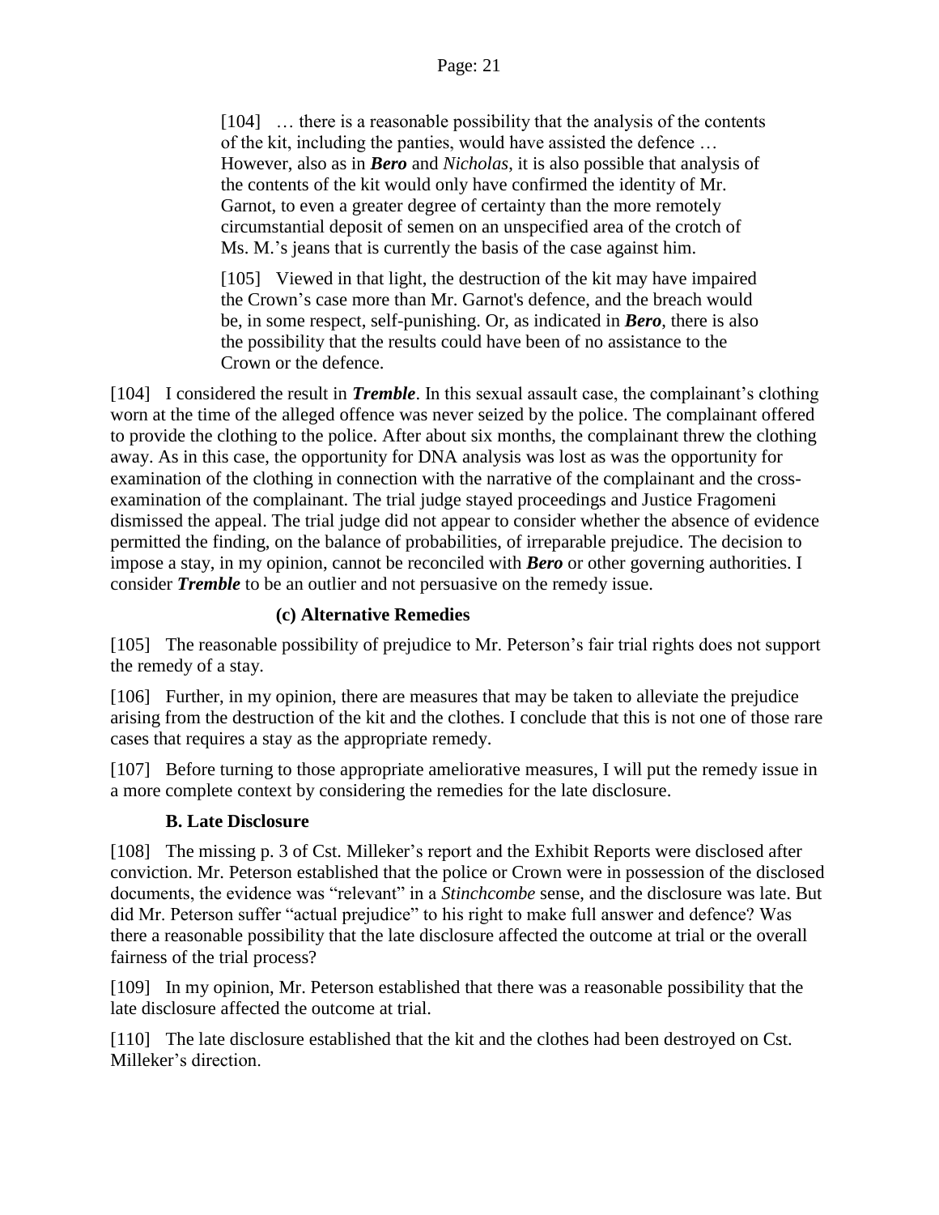> [104] … there is a reasonable possibility that the analysis of the contents of the kit, including the panties, would have assisted the defence … However, also as in ***Bero*** and *Nicholas*, it is also possible that analysis of the contents of the kit would only have confirmed the identity of Mr. Garnot, to even a greater degree of certainty than the more remotely circumstantial deposit of semen on an unspecified area of the crotch of Ms. M.'s jeans that is currently the basis of the case against him.
>
> [105] Viewed in that light, the destruction of the kit may have impaired the Crown's case more than Mr. Garnot's defence, and the breach would be, in some respect, self-punishing. Or, as indicated in ***Bero***, there is also the possibility that the results could have been of no assistance to the Crown or the defence.

[104] I considered the result in ***Tremble***. In this sexual assault case, the complainant's clothing worn at the time of the alleged offence was never seized by the police. The complainant offered to provide the clothing to the police. After about six months, the complainant threw the clothing away. As in this case, the opportunity for DNA analysis was lost as was the opportunity for examination of the clothing in connection with the narrative of the complainant and the cross-examination of the complainant. The trial judge stayed proceedings and Justice Fragomeni dismissed the appeal. The trial judge did not appear to consider whether the absence of evidence permitted the finding, on the balance of probabilities, of irreparable prejudice. The decision to impose a stay, in my opinion, cannot be reconciled with ***Bero*** or other governing authorities. I consider ***Tremble*** to be an outlier and not persuasive on the remedy issue.

#### (c) Alternative Remedies

[105] The reasonable possibility of prejudice to Mr. Peterson's fair trial rights does not support the remedy of a stay.

[106] Further, in my opinion, there are measures that may be taken to alleviate the prejudice arising from the destruction of the kit and the clothes. I conclude that this is not one of those rare cases that requires a stay as the appropriate remedy.

[107] Before turning to those appropriate ameliorative measures, I will put the remedy issue in a more complete context by considering the remedies for the late disclosure.

### B. Late Disclosure

[108] The missing p. 3 of Cst. Milleker's report and the Exhibit Reports were disclosed after conviction. Mr. Peterson established that the police or Crown were in possession of the disclosed documents, the evidence was "relevant" in a *Stinchcombe* sense, and the disclosure was late. But did Mr. Peterson suffer "actual prejudice" to his right to make full answer and defence? Was there a reasonable possibility that the late disclosure affected the outcome at trial or the overall fairness of the trial process?

[109] In my opinion, Mr. Peterson established that there was a reasonable possibility that the late disclosure affected the outcome at trial.

[110] The late disclosure established that the kit and the clothes had been destroyed on Cst. Milleker's direction.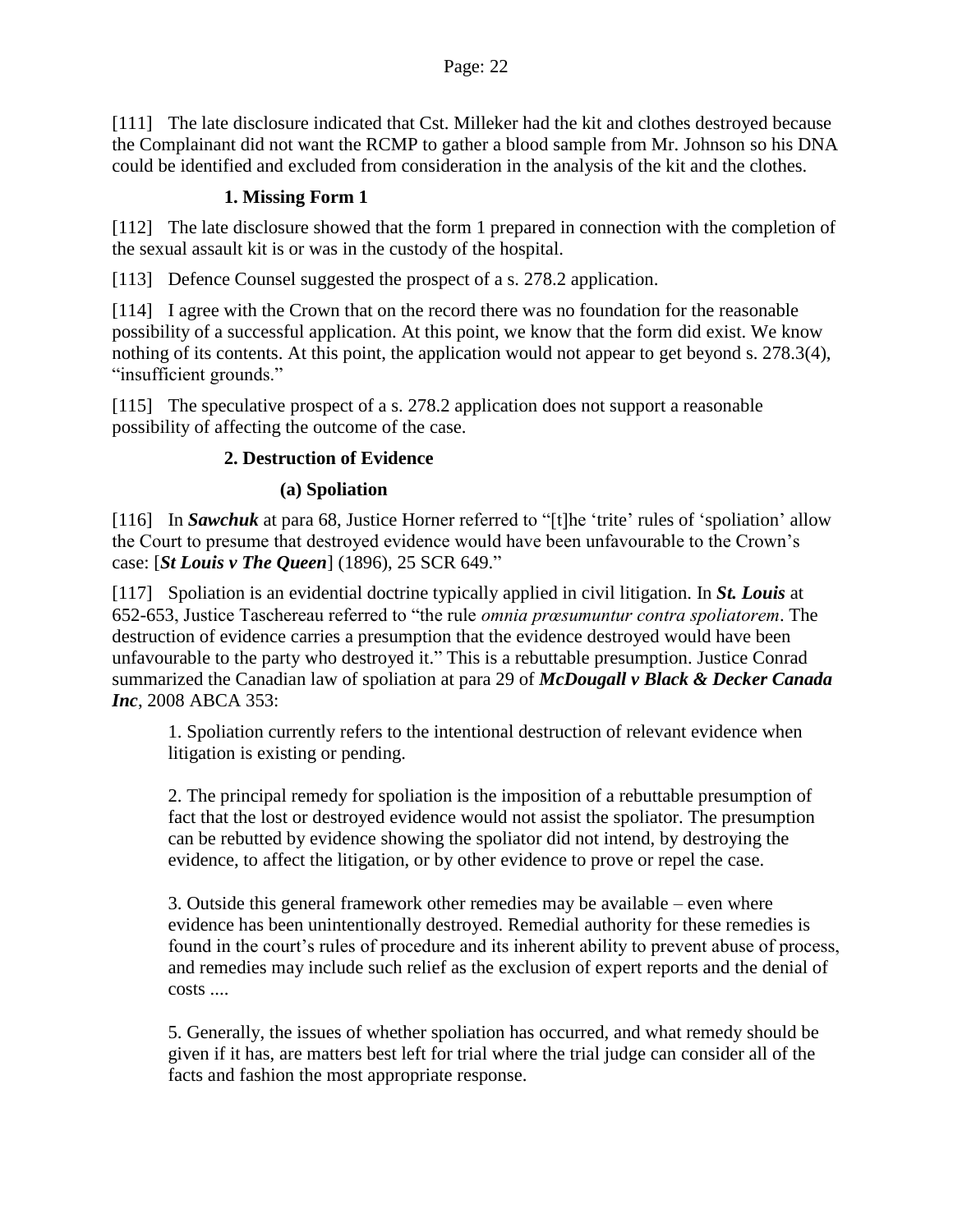[111] The late disclosure indicated that Cst. Milleker had the kit and clothes destroyed because the Complainant did not want the RCMP to gather a blood sample from Mr. Johnson so his DNA could be identified and excluded from consideration in the analysis of the kit and the clothes.

### 1. Missing Form 1

[112] The late disclosure showed that the form 1 prepared in connection with the completion of the sexual assault kit is or was in the custody of the hospital.

[113] Defence Counsel suggested the prospect of a s. 278.2 application.

[114] I agree with the Crown that on the record there was no foundation for the reasonable possibility of a successful application. At this point, we know that the form did exist. We know nothing of its contents. At this point, the application would not appear to get beyond s. 278.3(4), "insufficient grounds."

[115] The speculative prospect of a s. 278.2 application does not support a reasonable possibility of affecting the outcome of the case.

### 2. Destruction of Evidence

#### (a) Spoliation

[116] In ***Sawchuk*** at para 68, Justice Horner referred to "[t]he 'trite' rules of 'spoliation' allow the Court to presume that destroyed evidence would have been unfavourable to the Crown's case: [***St Louis v The Queen***] (1896), 25 SCR 649."

[117] Spoliation is an evidential doctrine typically applied in civil litigation. In ***St. Louis*** at 652-653, Justice Taschereau referred to "the rule *omnia præsumuntur contra spoliatorem*. The destruction of evidence carries a presumption that the evidence destroyed would have been unfavourable to the party who destroyed it." This is a rebuttable presumption. Justice Conrad summarized the Canadian law of spoliation at para 29 of ***McDougall v Black & Decker Canada Inc***, 2008 ABCA 353:

> 1. Spoliation currently refers to the intentional destruction of relevant evidence when litigation is existing or pending.
>
> 2. The principal remedy for spoliation is the imposition of a rebuttable presumption of fact that the lost or destroyed evidence would not assist the spoliator. The presumption can be rebutted by evidence showing the spoliator did not intend, by destroying the evidence, to affect the litigation, or by other evidence to prove or repel the case.
>
> 3. Outside this general framework other remedies may be available – even where evidence has been unintentionally destroyed. Remedial authority for these remedies is found in the court's rules of procedure and its inherent ability to prevent abuse of process, and remedies may include such relief as the exclusion of expert reports and the denial of costs ....
>
> 5. Generally, the issues of whether spoliation has occurred, and what remedy should be given if it has, are matters best left for trial where the trial judge can consider all of the facts and fashion the most appropriate response.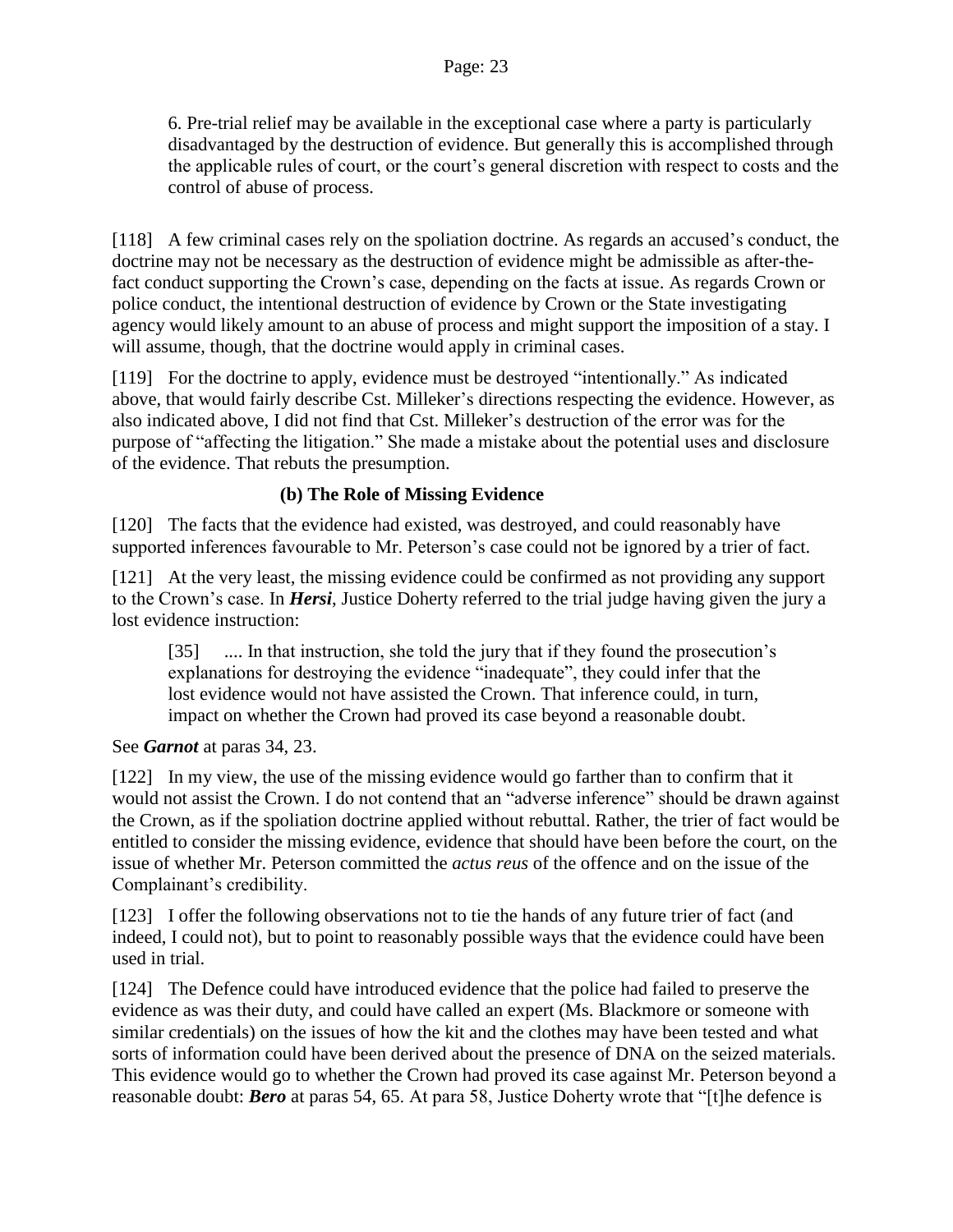6. Pre-trial relief may be available in the exceptional case where a party is particularly disadvantaged by the destruction of evidence. But generally this is accomplished through the applicable rules of court, or the court's general discretion with respect to costs and the control of abuse of process.

[118] A few criminal cases rely on the spoliation doctrine. As regards an accused's conduct, the doctrine may not be necessary as the destruction of evidence might be admissible as after-the-fact conduct supporting the Crown's case, depending on the facts at issue. As regards Crown or police conduct, the intentional destruction of evidence by Crown or the State investigating agency would likely amount to an abuse of process and might support the imposition of a stay. I will assume, though, that the doctrine would apply in criminal cases.

[119] For the doctrine to apply, evidence must be destroyed "intentionally." As indicated above, that would fairly describe Cst. Milleker's directions respecting the evidence. However, as also indicated above, I did not find that Cst. Milleker's destruction of the error was for the purpose of "affecting the litigation." She made a mistake about the potential uses and disclosure of the evidence. That rebuts the presumption.

### (b) The Role of Missing Evidence

[120] The facts that the evidence had existed, was destroyed, and could reasonably have supported inferences favourable to Mr. Peterson's case could not be ignored by a trier of fact.

[121] At the very least, the missing evidence could be confirmed as not providing any support to the Crown's case. In ***Hersi***, Justice Doherty referred to the trial judge having given the jury a lost evidence instruction:

> [35] .... In that instruction, she told the jury that if they found the prosecution's explanations for destroying the evidence "inadequate", they could infer that the lost evidence would not have assisted the Crown. That inference could, in turn, impact on whether the Crown had proved its case beyond a reasonable doubt.

See ***Garnot*** at paras 34, 23.

[122] In my view, the use of the missing evidence would go farther than to confirm that it would not assist the Crown. I do not contend that an "adverse inference" should be drawn against the Crown, as if the spoliation doctrine applied without rebuttal. Rather, the trier of fact would be entitled to consider the missing evidence, evidence that should have been before the court, on the issue of whether Mr. Peterson committed the *actus reus* of the offence and on the issue of the Complainant's credibility.

[123] I offer the following observations not to tie the hands of any future trier of fact (and indeed, I could not), but to point to reasonably possible ways that the evidence could have been used in trial.

[124] The Defence could have introduced evidence that the police had failed to preserve the evidence as was their duty, and could have called an expert (Ms. Blackmore or someone with similar credentials) on the issues of how the kit and the clothes may have been tested and what sorts of information could have been derived about the presence of DNA on the seized materials. This evidence would go to whether the Crown had proved its case against Mr. Peterson beyond a reasonable doubt: ***Bero*** at paras 54, 65. At para 58, Justice Doherty wrote that "[t]he defence is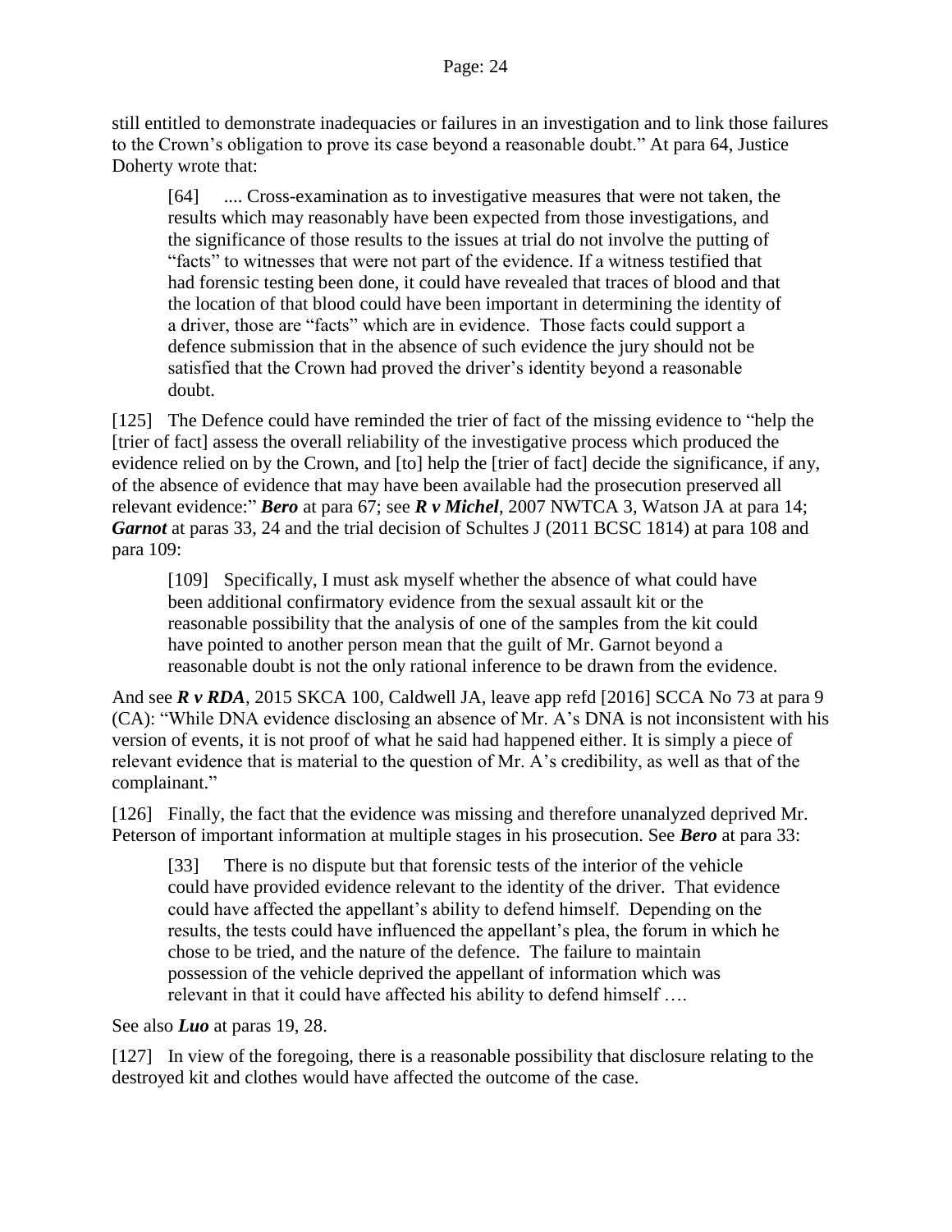still entitled to demonstrate inadequacies or failures in an investigation and to link those failures to the Crown's obligation to prove its case beyond a reasonable doubt." At para 64, Justice Doherty wrote that:

> [64] .... Cross-examination as to investigative measures that were not taken, the results which may reasonably have been expected from those investigations, and the significance of those results to the issues at trial do not involve the putting of "facts" to witnesses that were not part of the evidence. If a witness testified that had forensic testing been done, it could have revealed that traces of blood and that the location of that blood could have been important in determining the identity of a driver, those are "facts" which are in evidence. Those facts could support a defence submission that in the absence of such evidence the jury should not be satisfied that the Crown had proved the driver's identity beyond a reasonable doubt.

[125] The Defence could have reminded the trier of fact of the missing evidence to "help the [trier of fact] assess the overall reliability of the investigative process which produced the evidence relied on by the Crown, and [to] help the [trier of fact] decide the significance, if any, of the absence of evidence that may have been available had the prosecution preserved all relevant evidence:" ***Bero*** at para 67; see ***R v Michel***, 2007 NWTCA 3, Watson JA at para 14; ***Garnot*** at paras 33, 24 and the trial decision of Schultes J (2011 BCSC 1814) at para 108 and para 109:

> [109] Specifically, I must ask myself whether the absence of what could have been additional confirmatory evidence from the sexual assault kit or the reasonable possibility that the analysis of one of the samples from the kit could have pointed to another person mean that the guilt of Mr. Garnot beyond a reasonable doubt is not the only rational inference to be drawn from the evidence.

And see ***R v RDA***, 2015 SKCA 100, Caldwell JA, leave app refd [2016] SCCA No 73 at para 9 (CA): "While DNA evidence disclosing an absence of Mr. A's DNA is not inconsistent with his version of events, it is not proof of what he said had happened either. It is simply a piece of relevant evidence that is material to the question of Mr. A's credibility, as well as that of the complainant."

[126] Finally, the fact that the evidence was missing and therefore unanalyzed deprived Mr. Peterson of important information at multiple stages in his prosecution. See ***Bero*** at para 33:

> [33] There is no dispute but that forensic tests of the interior of the vehicle could have provided evidence relevant to the identity of the driver. That evidence could have affected the appellant's ability to defend himself. Depending on the results, the tests could have influenced the appellant's plea, the forum in which he chose to be tried, and the nature of the defence. The failure to maintain possession of the vehicle deprived the appellant of information which was relevant in that it could have affected his ability to defend himself ….

See also ***Luo*** at paras 19, 28.

[127] In view of the foregoing, there is a reasonable possibility that disclosure relating to the destroyed kit and clothes would have affected the outcome of the case.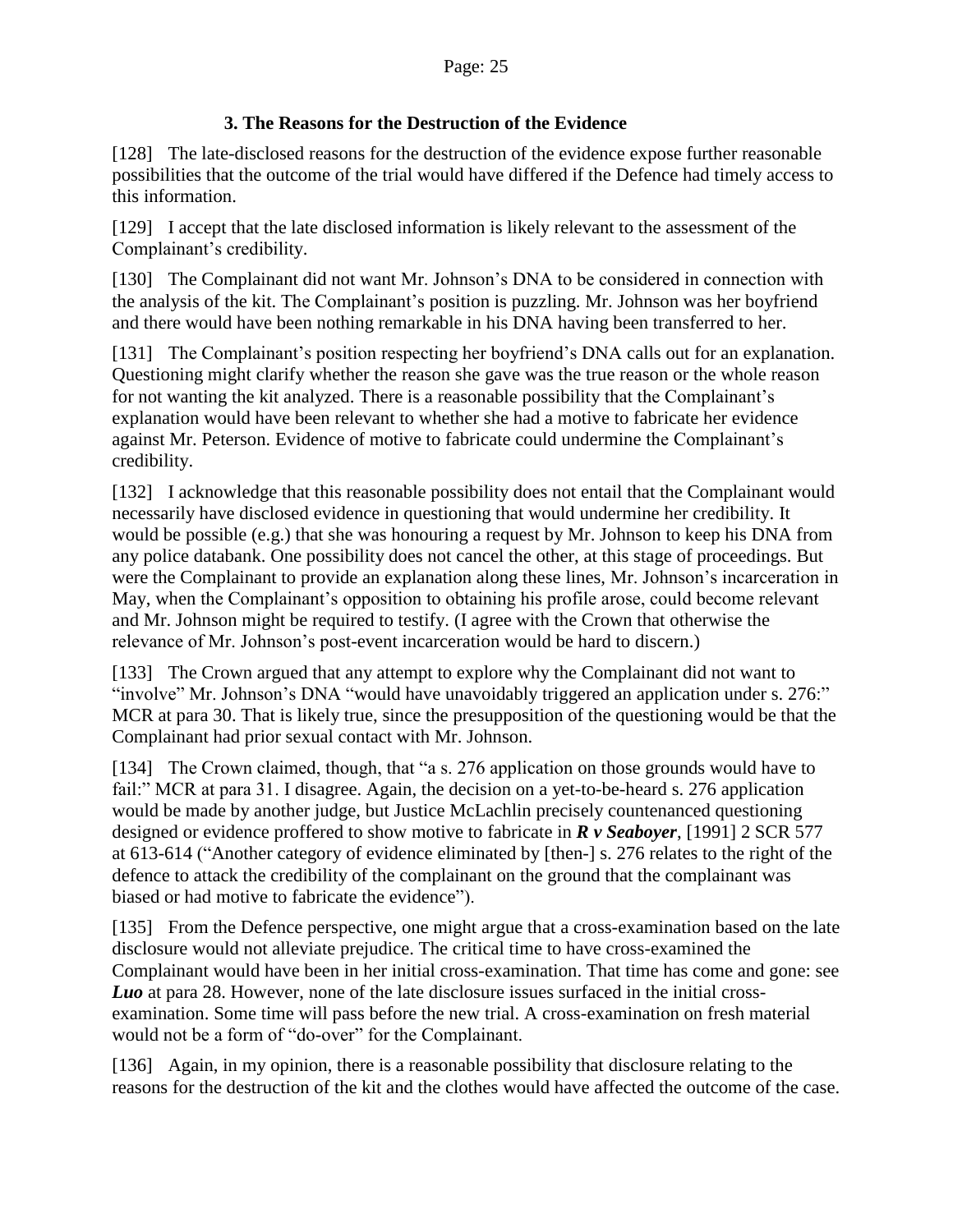### 3. The Reasons for the Destruction of the Evidence

[128] The late-disclosed reasons for the destruction of the evidence expose further reasonable possibilities that the outcome of the trial would have differed if the Defence had timely access to this information.

[129] I accept that the late disclosed information is likely relevant to the assessment of the Complainant's credibility.

[130] The Complainant did not want Mr. Johnson's DNA to be considered in connection with the analysis of the kit. The Complainant's position is puzzling. Mr. Johnson was her boyfriend and there would have been nothing remarkable in his DNA having been transferred to her.

[131] The Complainant's position respecting her boyfriend's DNA calls out for an explanation. Questioning might clarify whether the reason she gave was the true reason or the whole reason for not wanting the kit analyzed. There is a reasonable possibility that the Complainant's explanation would have been relevant to whether she had a motive to fabricate her evidence against Mr. Peterson. Evidence of motive to fabricate could undermine the Complainant's credibility.

[132] I acknowledge that this reasonable possibility does not entail that the Complainant would necessarily have disclosed evidence in questioning that would undermine her credibility. It would be possible (e.g.) that she was honouring a request by Mr. Johnson to keep his DNA from any police databank. One possibility does not cancel the other, at this stage of proceedings. But were the Complainant to provide an explanation along these lines, Mr. Johnson's incarceration in May, when the Complainant's opposition to obtaining his profile arose, could become relevant and Mr. Johnson might be required to testify. (I agree with the Crown that otherwise the relevance of Mr. Johnson's post-event incarceration would be hard to discern.)

[133] The Crown argued that any attempt to explore why the Complainant did not want to "involve" Mr. Johnson's DNA "would have unavoidably triggered an application under s. 276:" MCR at para 30. That is likely true, since the presupposition of the questioning would be that the Complainant had prior sexual contact with Mr. Johnson.

[134] The Crown claimed, though, that "a s. 276 application on those grounds would have to fail:" MCR at para 31. I disagree. Again, the decision on a yet-to-be-heard s. 276 application would be made by another judge, but Justice McLachlin precisely countenanced questioning designed or evidence proffered to show motive to fabricate in ***R v Seaboyer***, [1991] 2 SCR 577 at 613-614 ("Another category of evidence eliminated by [then-] s. 276 relates to the right of the defence to attack the credibility of the complainant on the ground that the complainant was biased or had motive to fabricate the evidence").

[135] From the Defence perspective, one might argue that a cross-examination based on the late disclosure would not alleviate prejudice. The critical time to have cross-examined the Complainant would have been in her initial cross-examination. That time has come and gone: see ***Luo*** at para 28. However, none of the late disclosure issues surfaced in the initial cross-examination. Some time will pass before the new trial. A cross-examination on fresh material would not be a form of "do-over" for the Complainant.

[136] Again, in my opinion, there is a reasonable possibility that disclosure relating to the reasons for the destruction of the kit and the clothes would have affected the outcome of the case.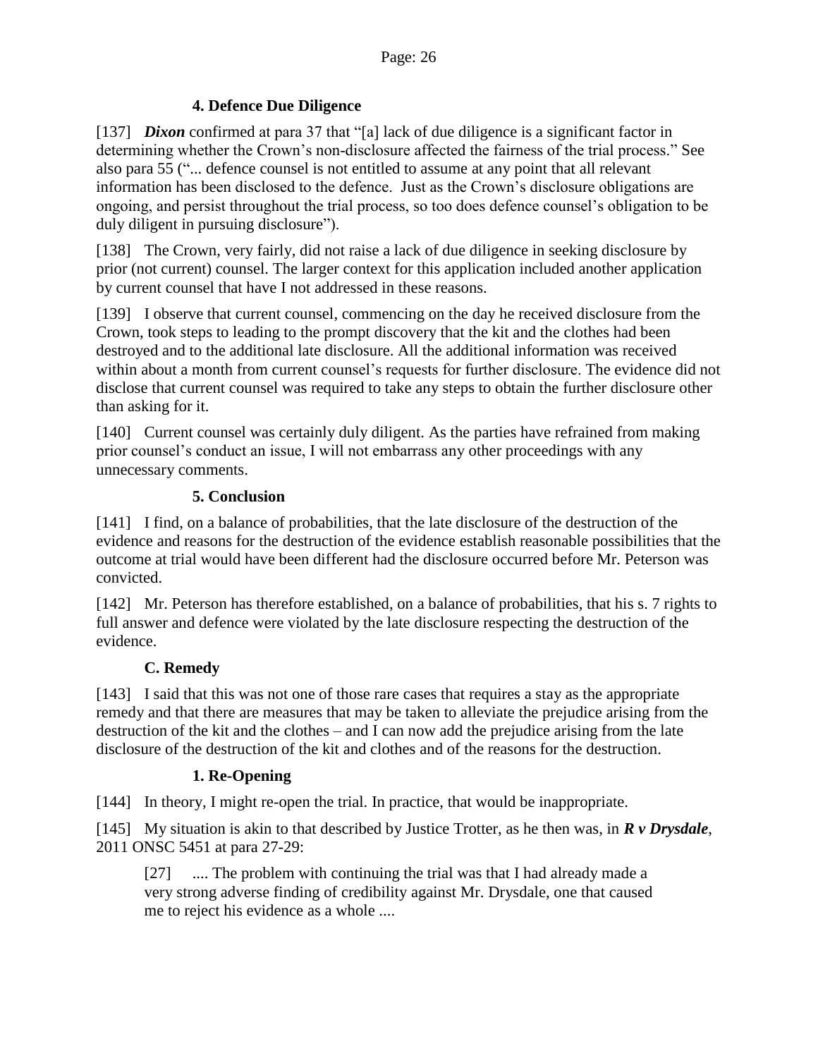#### 4. Defence Due Diligence

[137] ***Dixon*** confirmed at para 37 that "[a] lack of due diligence is a significant factor in determining whether the Crown's non-disclosure affected the fairness of the trial process." See also para 55 ("... defence counsel is not entitled to assume at any point that all relevant information has been disclosed to the defence. Just as the Crown's disclosure obligations are ongoing, and persist throughout the trial process, so too does defence counsel's obligation to be duly diligent in pursuing disclosure").

[138] The Crown, very fairly, did not raise a lack of due diligence in seeking disclosure by prior (not current) counsel. The larger context for this application included another application by current counsel that have I not addressed in these reasons.

[139] I observe that current counsel, commencing on the day he received disclosure from the Crown, took steps to leading to the prompt discovery that the kit and the clothes had been destroyed and to the additional late disclosure. All the additional information was received within about a month from current counsel's requests for further disclosure. The evidence did not disclose that current counsel was required to take any steps to obtain the further disclosure other than asking for it.

[140] Current counsel was certainly duly diligent. As the parties have refrained from making prior counsel's conduct an issue, I will not embarrass any other proceedings with any unnecessary comments.

#### 5. Conclusion

[141] I find, on a balance of probabilities, that the late disclosure of the destruction of the evidence and reasons for the destruction of the evidence establish reasonable possibilities that the outcome at trial would have been different had the disclosure occurred before Mr. Peterson was convicted.

[142] Mr. Peterson has therefore established, on a balance of probabilities, that his s. 7 rights to full answer and defence were violated by the late disclosure respecting the destruction of the evidence.

### C. Remedy

[143] I said that this was not one of those rare cases that requires a stay as the appropriate remedy and that there are measures that may be taken to alleviate the prejudice arising from the destruction of the kit and the clothes – and I can now add the prejudice arising from the late disclosure of the destruction of the kit and clothes and of the reasons for the destruction.

#### 1. Re-Opening

[144] In theory, I might re-open the trial. In practice, that would be inappropriate.

[145] My situation is akin to that described by Justice Trotter, as he then was, in ***R v Drysdale***, 2011 ONSC 5451 at para 27-29:

> [27] .... The problem with continuing the trial was that I had already made a very strong adverse finding of credibility against Mr. Drysdale, one that caused me to reject his evidence as a whole ....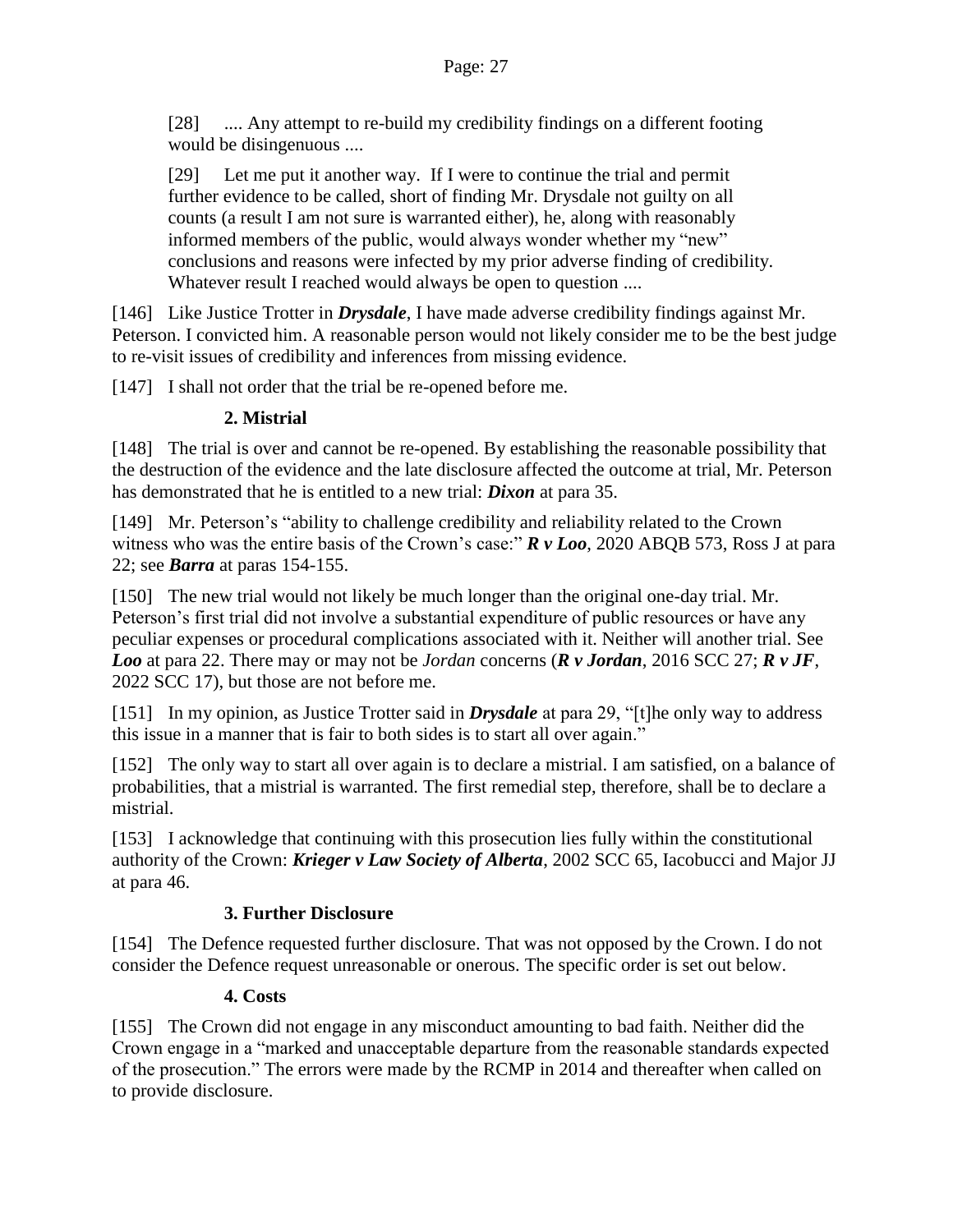> [28] .... Any attempt to re-build my credibility findings on a different footing would be disingenuous ....
>
> [29] Let me put it another way. If I were to continue the trial and permit further evidence to be called, short of finding Mr. Drysdale not guilty on all counts (a result I am not sure is warranted either), he, along with reasonably informed members of the public, would always wonder whether my "new" conclusions and reasons were infected by my prior adverse finding of credibility. Whatever result I reached would always be open to question ....

[146] Like Justice Trotter in ***Drysdale***, I have made adverse credibility findings against Mr. Peterson. I convicted him. A reasonable person would not likely consider me to be the best judge to re-visit issues of credibility and inferences from missing evidence.

[147] I shall not order that the trial be re-opened before me.

### 2. Mistrial

[148] The trial is over and cannot be re-opened. By establishing the reasonable possibility that the destruction of the evidence and the late disclosure affected the outcome at trial, Mr. Peterson has demonstrated that he is entitled to a new trial: ***Dixon*** at para 35.

[149] Mr. Peterson's "ability to challenge credibility and reliability related to the Crown witness who was the entire basis of the Crown's case:" ***R v Loo***, 2020 ABQB 573, Ross J at para 22; see ***Barra*** at paras 154-155.

[150] The new trial would not likely be much longer than the original one-day trial. Mr. Peterson's first trial did not involve a substantial expenditure of public resources or have any peculiar expenses or procedural complications associated with it. Neither will another trial. See ***Loo*** at para 22. There may or may not be *Jordan* concerns (***R v Jordan***, 2016 SCC 27; ***R v JF***, 2022 SCC 17), but those are not before me.

[151] In my opinion, as Justice Trotter said in ***Drysdale*** at para 29, "[t]he only way to address this issue in a manner that is fair to both sides is to start all over again."

[152] The only way to start all over again is to declare a mistrial. I am satisfied, on a balance of probabilities, that a mistrial is warranted. The first remedial step, therefore, shall be to declare a mistrial.

[153] I acknowledge that continuing with this prosecution lies fully within the constitutional authority of the Crown: ***Krieger v Law Society of Alberta***, 2002 SCC 65, Iacobucci and Major JJ at para 46.

### 3. Further Disclosure

[154] The Defence requested further disclosure. That was not opposed by the Crown. I do not consider the Defence request unreasonable or onerous. The specific order is set out below.

### 4. Costs

[155] The Crown did not engage in any misconduct amounting to bad faith. Neither did the Crown engage in a "marked and unacceptable departure from the reasonable standards expected of the prosecution." The errors were made by the RCMP in 2014 and thereafter when called on to provide disclosure.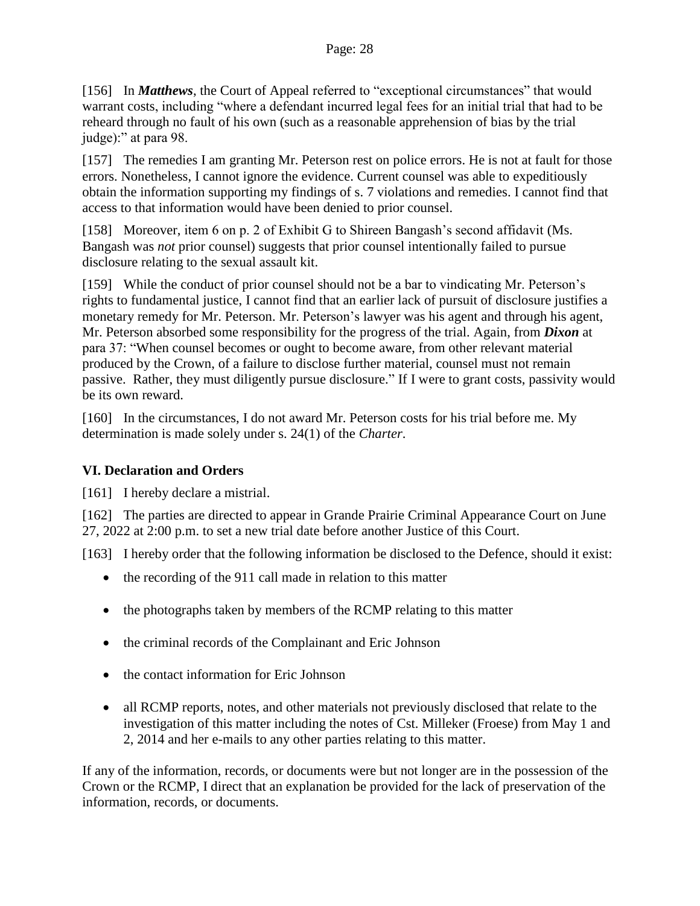[156] In ***Matthews***, the Court of Appeal referred to "exceptional circumstances" that would warrant costs, including "where a defendant incurred legal fees for an initial trial that had to be reheard through no fault of his own (such as a reasonable apprehension of bias by the trial judge):" at para 98.

[157] The remedies I am granting Mr. Peterson rest on police errors. He is not at fault for those errors. Nonetheless, I cannot ignore the evidence. Current counsel was able to expeditiously obtain the information supporting my findings of s. 7 violations and remedies. I cannot find that access to that information would have been denied to prior counsel.

[158] Moreover, item 6 on p. 2 of Exhibit G to Shireen Bangash's second affidavit (Ms. Bangash was *not* prior counsel) suggests that prior counsel intentionally failed to pursue disclosure relating to the sexual assault kit.

[159] While the conduct of prior counsel should not be a bar to vindicating Mr. Peterson's rights to fundamental justice, I cannot find that an earlier lack of pursuit of disclosure justifies a monetary remedy for Mr. Peterson. Mr. Peterson's lawyer was his agent and through his agent, Mr. Peterson absorbed some responsibility for the progress of the trial. Again, from ***Dixon*** at para 37: "When counsel becomes or ought to become aware, from other relevant material produced by the Crown, of a failure to disclose further material, counsel must not remain passive. Rather, they must diligently pursue disclosure." If I were to grant costs, passivity would be its own reward.

[160] In the circumstances, I do not award Mr. Peterson costs for his trial before me. My determination is made solely under s. 24(1) of the *Charter*.

## VI. Declaration and Orders

[161] I hereby declare a mistrial.

[162] The parties are directed to appear in Grande Prairie Criminal Appearance Court on June 27, 2022 at 2:00 p.m. to set a new trial date before another Justice of this Court.

[163] I hereby order that the following information be disclosed to the Defence, should it exist:

- the recording of the 911 call made in relation to this matter
- the photographs taken by members of the RCMP relating to this matter
- the criminal records of the Complainant and Eric Johnson
- the contact information for Eric Johnson
- all RCMP reports, notes, and other materials not previously disclosed that relate to the investigation of this matter including the notes of Cst. Milleker (Froese) from May 1 and 2, 2014 and her e-mails to any other parties relating to this matter.

If any of the information, records, or documents were but not longer are in the possession of the Crown or the RCMP, I direct that an explanation be provided for the lack of preservation of the information, records, or documents.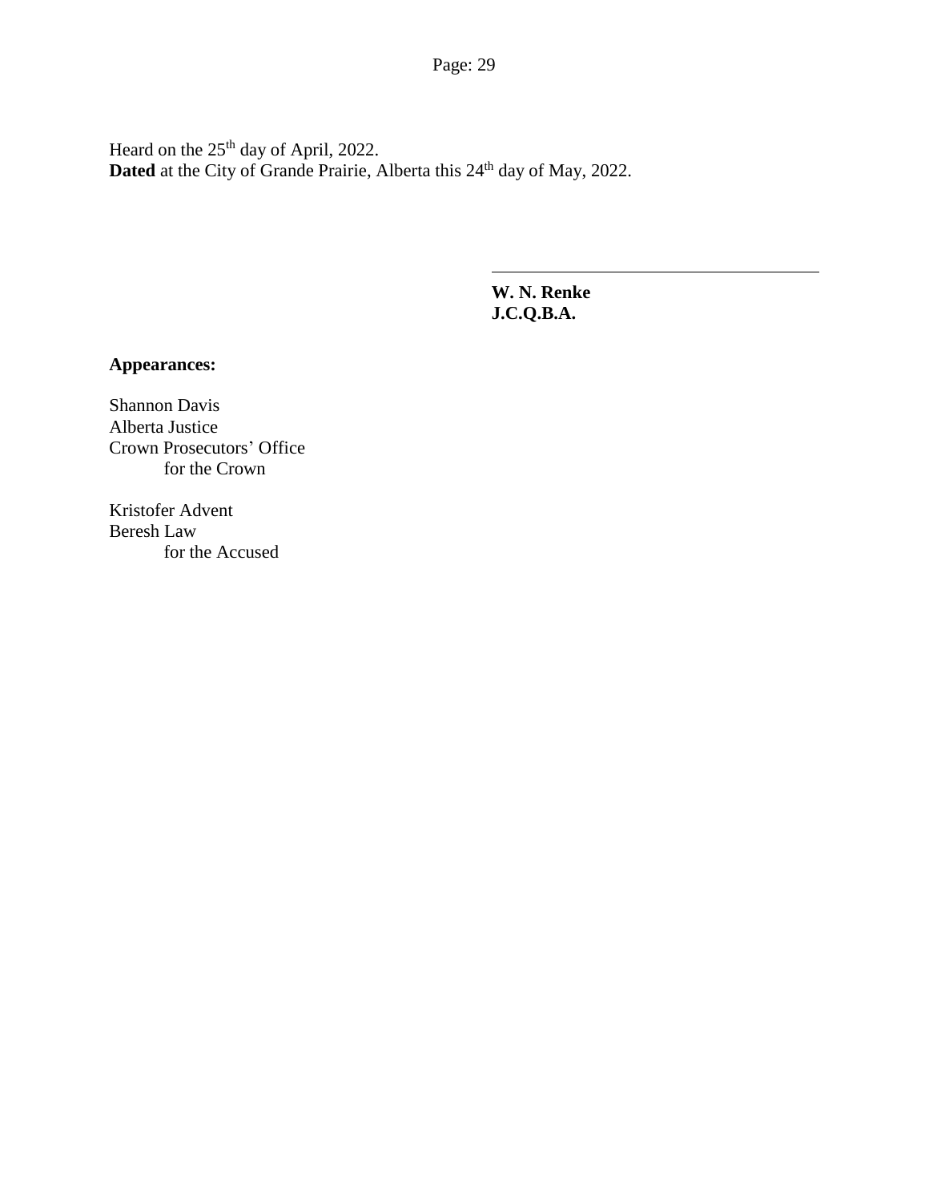Heard on the 25th day of April, 2022.
**Dated** at the City of Grande Prairie, Alberta this 24th day of May, 2022.

**W. N. Renke**
**J.C.Q.B.A.**

**Appearances:**

Shannon Davis
Alberta Justice
Crown Prosecutors' Office
for the Crown

Kristofer Advent
Beresh Law
for the Accused